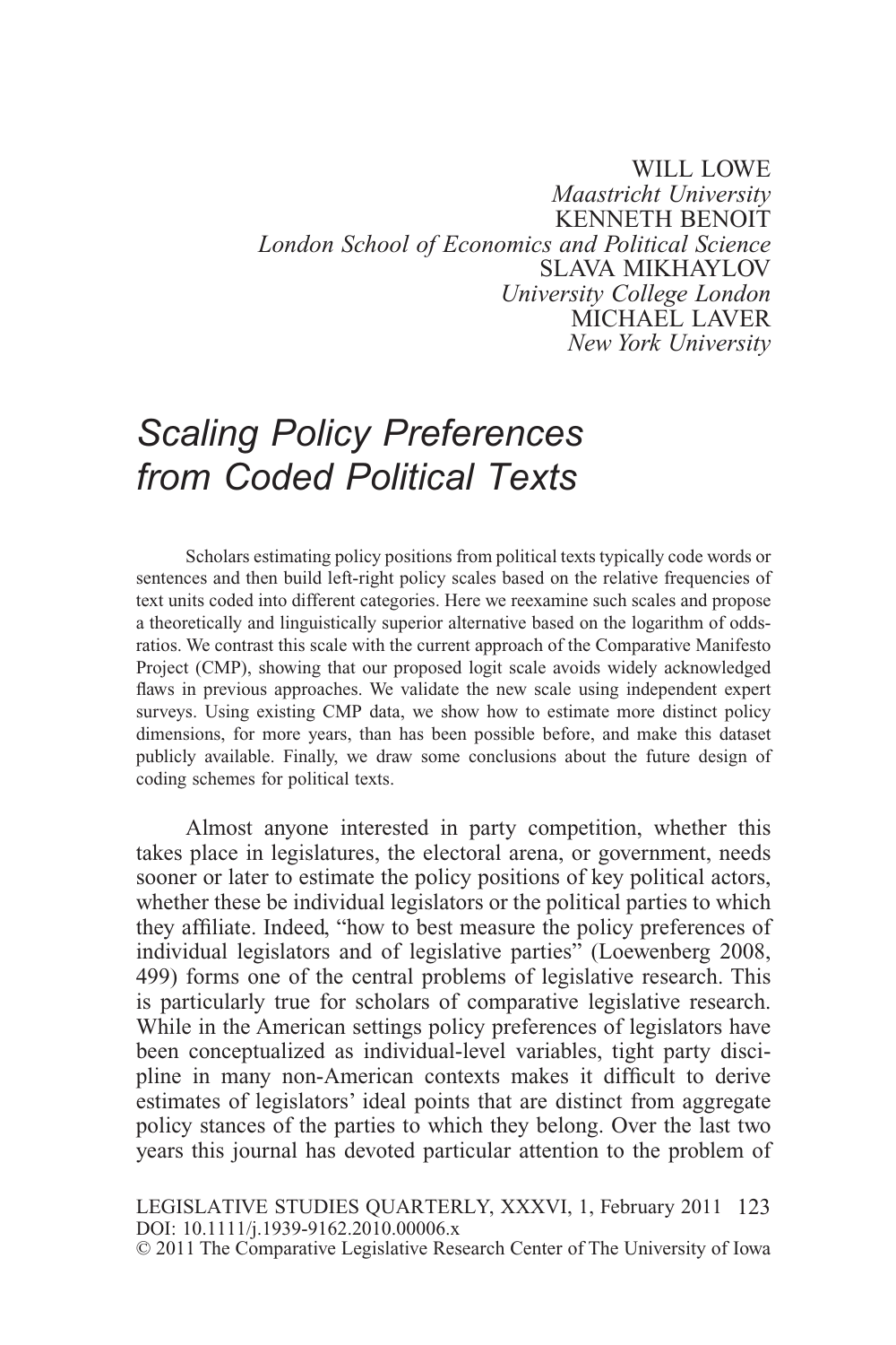WILL LOWE
*Maastricht University*
KENNETH BENOIT
*London School of Economics and Political Science*
SLAVA MIKHAYLOV
*University College London*
MICHAEL LAVER
*New York University*

# Scaling Policy Preferences from Coded Political Texts

Scholars estimating policy positions from political texts typically code words or sentences and then build left-right policy scales based on the relative frequencies of text units coded into different categories. Here we reexamine such scales and propose a theoretically and linguistically superior alternative based on the logarithm of odds-ratios. We contrast this scale with the current approach of the Comparative Manifesto Project (CMP), showing that our proposed logit scale avoids widely acknowledged flaws in previous approaches. We validate the new scale using independent expert surveys. Using existing CMP data, we show how to estimate more distinct policy dimensions, for more years, than has been possible before, and make this dataset publicly available. Finally, we draw some conclusions about the future design of coding schemes for political texts.

Almost anyone interested in party competition, whether this takes place in legislatures, the electoral arena, or government, needs sooner or later to estimate the policy positions of key political actors, whether these be individual legislators or the political parties to which they affiliate. Indeed, "how to best measure the policy preferences of individual legislators and of legislative parties" (Loewenberg 2008, 499) forms one of the central problems of legislative research. This is particularly true for scholars of comparative legislative research. While in the American settings policy preferences of legislators have been conceptualized as individual-level variables, tight party discipline in many non-American contexts makes it difficult to derive estimates of legislators' ideal points that are distinct from aggregate policy stances of the parties to which they belong. Over the last two years this journal has devoted particular attention to the problem of

LEGISLATIVE STUDIES QUARTERLY, XXXVI, 1, February 2011
DOI: 10.1111/j.1939-9162.2010.00006.x
© 2011 The Comparative Legislative Research Center of The University of Iowa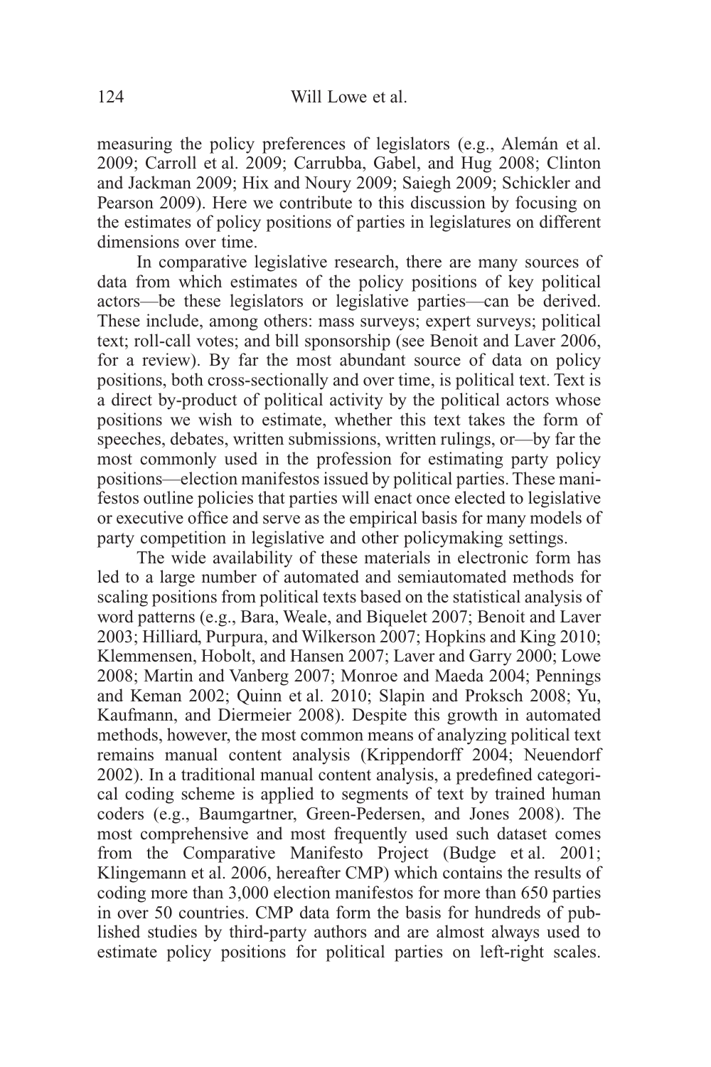measuring the policy preferences of legislators (e.g., Alemán et al. 2009; Carroll et al. 2009; Carrubba, Gabel, and Hug 2008; Clinton and Jackman 2009; Hix and Noury 2009; Saiegh 2009; Schickler and Pearson 2009). Here we contribute to this discussion by focusing on the estimates of policy positions of parties in legislatures on different dimensions over time.

In comparative legislative research, there are many sources of data from which estimates of the policy positions of key political actors—be these legislators or legislative parties—can be derived. These include, among others: mass surveys; expert surveys; political text; roll-call votes; and bill sponsorship (see Benoit and Laver 2006, for a review). By far the most abundant source of data on policy positions, both cross-sectionally and over time, is political text. Text is a direct by-product of political activity by the political actors whose positions we wish to estimate, whether this text takes the form of speeches, debates, written submissions, written rulings, or—by far the most commonly used in the profession for estimating party policy positions—election manifestos issued by political parties. These manifestos outline policies that parties will enact once elected to legislative or executive office and serve as the empirical basis for many models of party competition in legislative and other policymaking settings.

The wide availability of these materials in electronic form has led to a large number of automated and semiautomated methods for scaling positions from political texts based on the statistical analysis of word patterns (e.g., Bara, Weale, and Biquelet 2007; Benoit and Laver 2003; Hilliard, Purpura, and Wilkerson 2007; Hopkins and King 2010; Klemmensen, Hobolt, and Hansen 2007; Laver and Garry 2000; Lowe 2008; Martin and Vanberg 2007; Monroe and Maeda 2004; Pennings and Keman 2002; Quinn et al. 2010; Slapin and Proksch 2008; Yu, Kaufmann, and Diermeier 2008). Despite this growth in automated methods, however, the most common means of analyzing political text remains manual content analysis (Krippendorff 2004; Neuendorf 2002). In a traditional manual content analysis, a predefined categorical coding scheme is applied to segments of text by trained human coders (e.g., Baumgartner, Green-Pedersen, and Jones 2008). The most comprehensive and most frequently used such dataset comes from the Comparative Manifesto Project (Budge et al. 2001; Klingemann et al. 2006, hereafter CMP) which contains the results of coding more than 3,000 election manifestos for more than 650 parties in over 50 countries. CMP data form the basis for hundreds of published studies by third-party authors and are almost always used to estimate policy positions for political parties on left-right scales.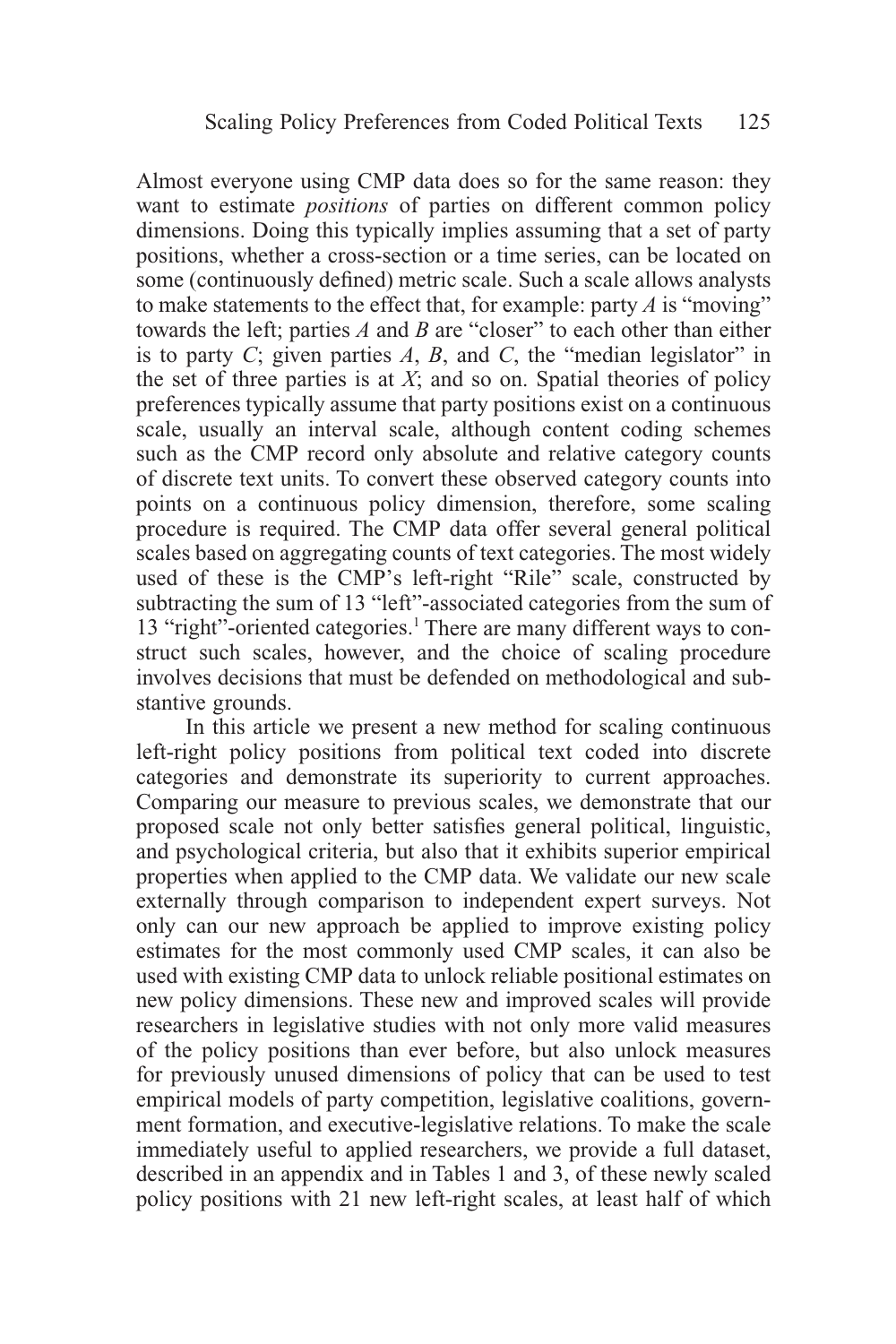Almost everyone using CMP data does so for the same reason: they want to estimate *positions* of parties on different common policy dimensions. Doing this typically implies assuming that a set of party positions, whether a cross-section or a time series, can be located on some (continuously defined) metric scale. Such a scale allows analysts to make statements to the effect that, for example: party *A* is "moving" towards the left; parties *A* and *B* are "closer" to each other than either is to party *C*; given parties *A*, *B*, and *C*, the "median legislator" in the set of three parties is at *X*; and so on. Spatial theories of policy preferences typically assume that party positions exist on a continuous scale, usually an interval scale, although content coding schemes such as the CMP record only absolute and relative category counts of discrete text units. To convert these observed category counts into points on a continuous policy dimension, therefore, some scaling procedure is required. The CMP data offer several general political scales based on aggregating counts of text categories. The most widely used of these is the CMP's left-right "Rile" scale, constructed by subtracting the sum of 13 "left"-associated categories from the sum of 13 "right"-oriented categories.[1] There are many different ways to construct such scales, however, and the choice of scaling procedure involves decisions that must be defended on methodological and substantive grounds.

In this article we present a new method for scaling continuous left-right policy positions from political text coded into discrete categories and demonstrate its superiority to current approaches. Comparing our measure to previous scales, we demonstrate that our proposed scale not only better satisfies general political, linguistic, and psychological criteria, but also that it exhibits superior empirical properties when applied to the CMP data. We validate our new scale externally through comparison to independent expert surveys. Not only can our new approach be applied to improve existing policy estimates for the most commonly used CMP scales, it can also be used with existing CMP data to unlock reliable positional estimates on new policy dimensions. These new and improved scales will provide researchers in legislative studies with not only more valid measures of the policy positions than ever before, but also unlock measures for previously unused dimensions of policy that can be used to test empirical models of party competition, legislative coalitions, government formation, and executive-legislative relations. To make the scale immediately useful to applied researchers, we provide a full dataset, described in an appendix and in Tables 1 and 3, of these newly scaled policy positions with 21 new left-right scales, at least half of which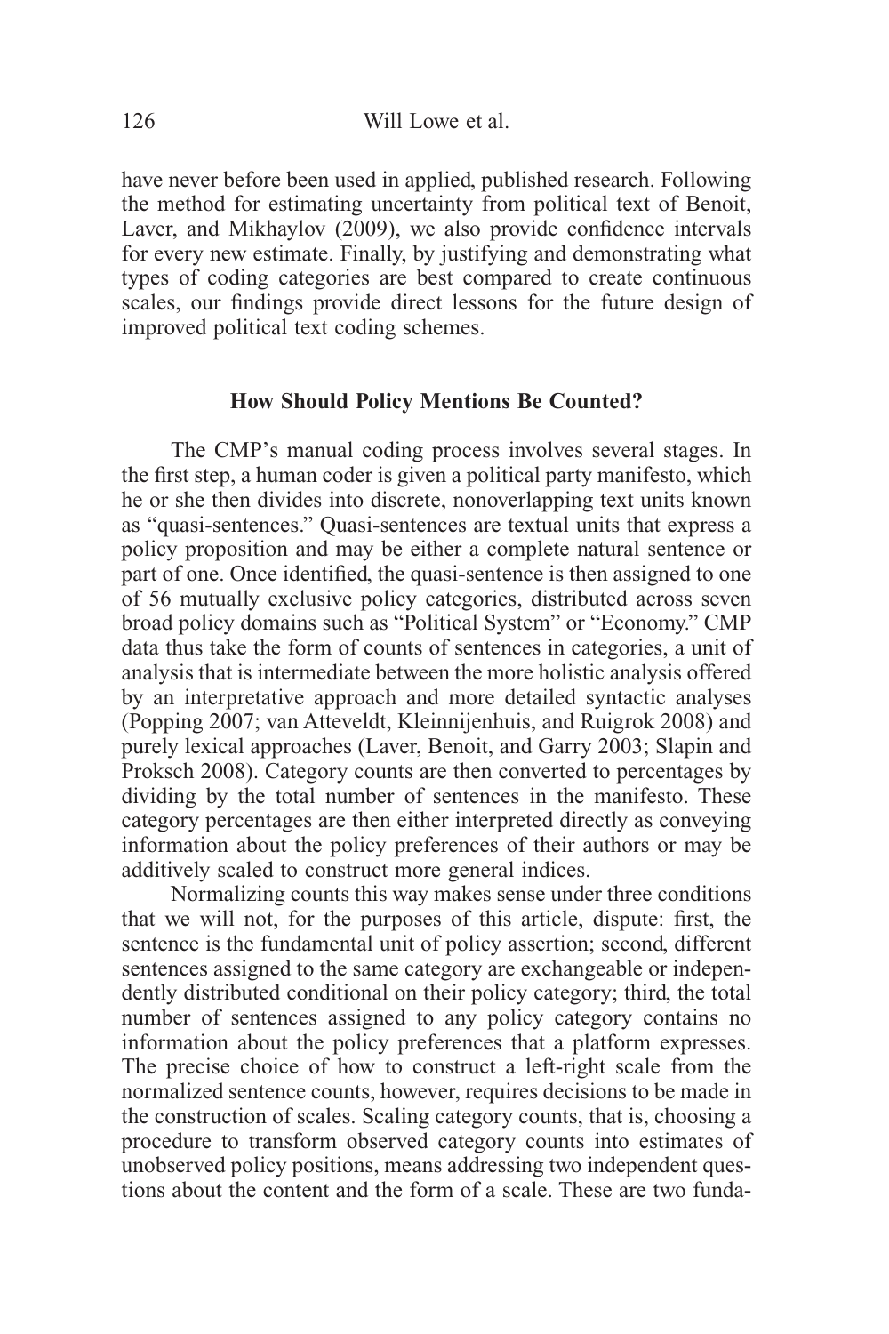have never before been used in applied, published research. Following the method for estimating uncertainty from political text of Benoit, Laver, and Mikhaylov (2009), we also provide confidence intervals for every new estimate. Finally, by justifying and demonstrating what types of coding categories are best compared to create continuous scales, our findings provide direct lessons for the future design of improved political text coding schemes.

## How Should Policy Mentions Be Counted?

The CMP's manual coding process involves several stages. In the first step, a human coder is given a political party manifesto, which he or she then divides into discrete, nonoverlapping text units known as "quasi-sentences." Quasi-sentences are textual units that express a policy proposition and may be either a complete natural sentence or part of one. Once identified, the quasi-sentence is then assigned to one of 56 mutually exclusive policy categories, distributed across seven broad policy domains such as "Political System" or "Economy." CMP data thus take the form of counts of sentences in categories, a unit of analysis that is intermediate between the more holistic analysis offered by an interpretative approach and more detailed syntactic analyses (Popping 2007; van Atteveldt, Kleinnijenhuis, and Ruigrok 2008) and purely lexical approaches (Laver, Benoit, and Garry 2003; Slapin and Proksch 2008). Category counts are then converted to percentages by dividing by the total number of sentences in the manifesto. These category percentages are then either interpreted directly as conveying information about the policy preferences of their authors or may be additively scaled to construct more general indices.

Normalizing counts this way makes sense under three conditions that we will not, for the purposes of this article, dispute: first, the sentence is the fundamental unit of policy assertion; second, different sentences assigned to the same category are exchangeable or independently distributed conditional on their policy category; third, the total number of sentences assigned to any policy category contains no information about the policy preferences that a platform expresses. The precise choice of how to construct a left-right scale from the normalized sentence counts, however, requires decisions to be made in the construction of scales. Scaling category counts, that is, choosing a procedure to transform observed category counts into estimates of unobserved policy positions, means addressing two independent questions about the content and the form of a scale. These are two funda-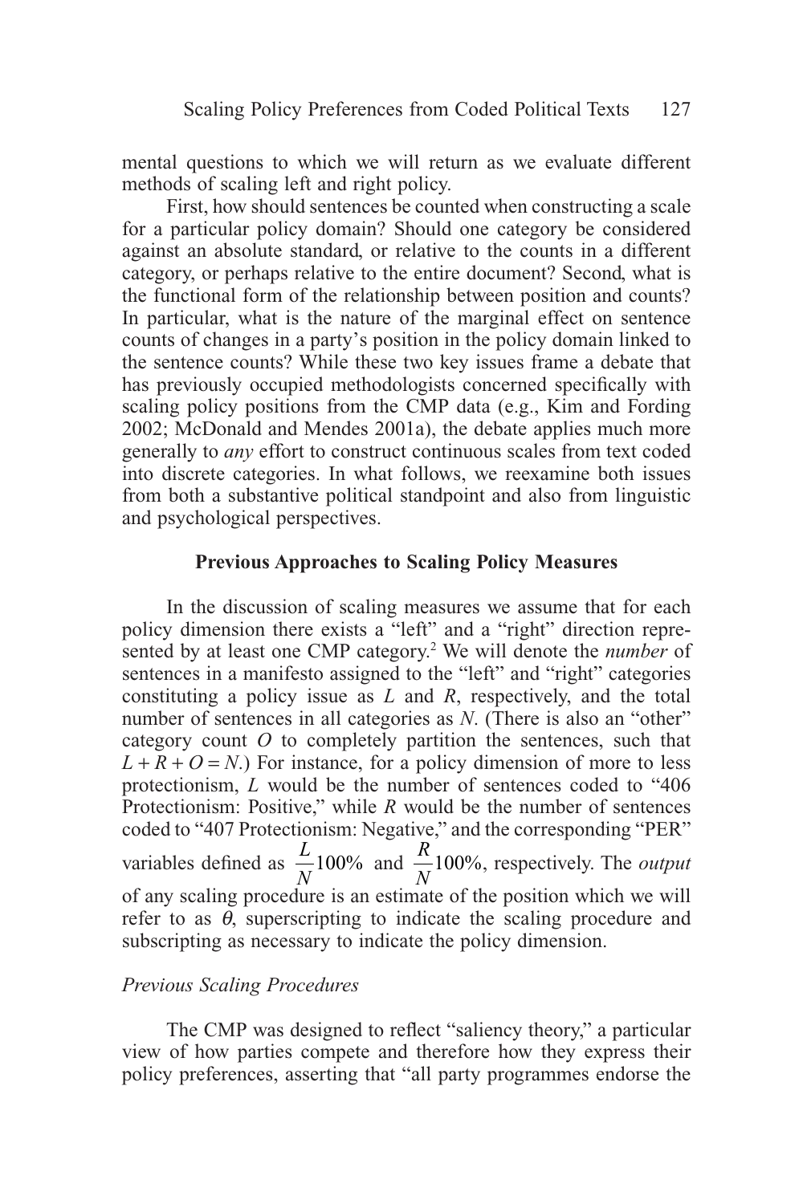mental questions to which we will return as we evaluate different methods of scaling left and right policy.

First, how should sentences be counted when constructing a scale for a particular policy domain? Should one category be considered against an absolute standard, or relative to the counts in a different category, or perhaps relative to the entire document? Second, what is the functional form of the relationship between position and counts? In particular, what is the nature of the marginal effect on sentence counts of changes in a party's position in the policy domain linked to the sentence counts? While these two key issues frame a debate that has previously occupied methodologists concerned specifically with scaling policy positions from the CMP data (e.g., Kim and Fording 2002; McDonald and Mendes 2001a), the debate applies much more generally to *any* effort to construct continuous scales from text coded into discrete categories. In what follows, we reexamine both issues from both a substantive political standpoint and also from linguistic and psychological perspectives.

## Previous Approaches to Scaling Policy Measures

In the discussion of scaling measures we assume that for each policy dimension there exists a "left" and a "right" direction represented by at least one CMP category.[2] We will denote the *number* of sentences in a manifesto assigned to the "left" and "right" categories constituting a policy issue as $L$ and $R$, respectively, and the total number of sentences in all categories as $N$. (There is also an "other" category count $O$ to completely partition the sentences, such that $L + R + O = N$.) For instance, for a policy dimension of more to less protectionism, $L$ would be the number of sentences coded to "406 Protectionism: Positive," while $R$ would be the number of sentences coded to "407 Protectionism: Negative," and the corresponding "PER" variables defined as $\frac{L}{N}100\%$ and $\frac{R}{N}100\%$, respectively. The *output* of any scaling procedure is an estimate of the position which we will refer to as $\theta$, superscripting to indicate the scaling procedure and subscripting as necessary to indicate the policy dimension.

### *Previous Scaling Procedures*

The CMP was designed to reflect "saliency theory," a particular view of how parties compete and therefore how they express their policy preferences, asserting that "all party programmes endorse the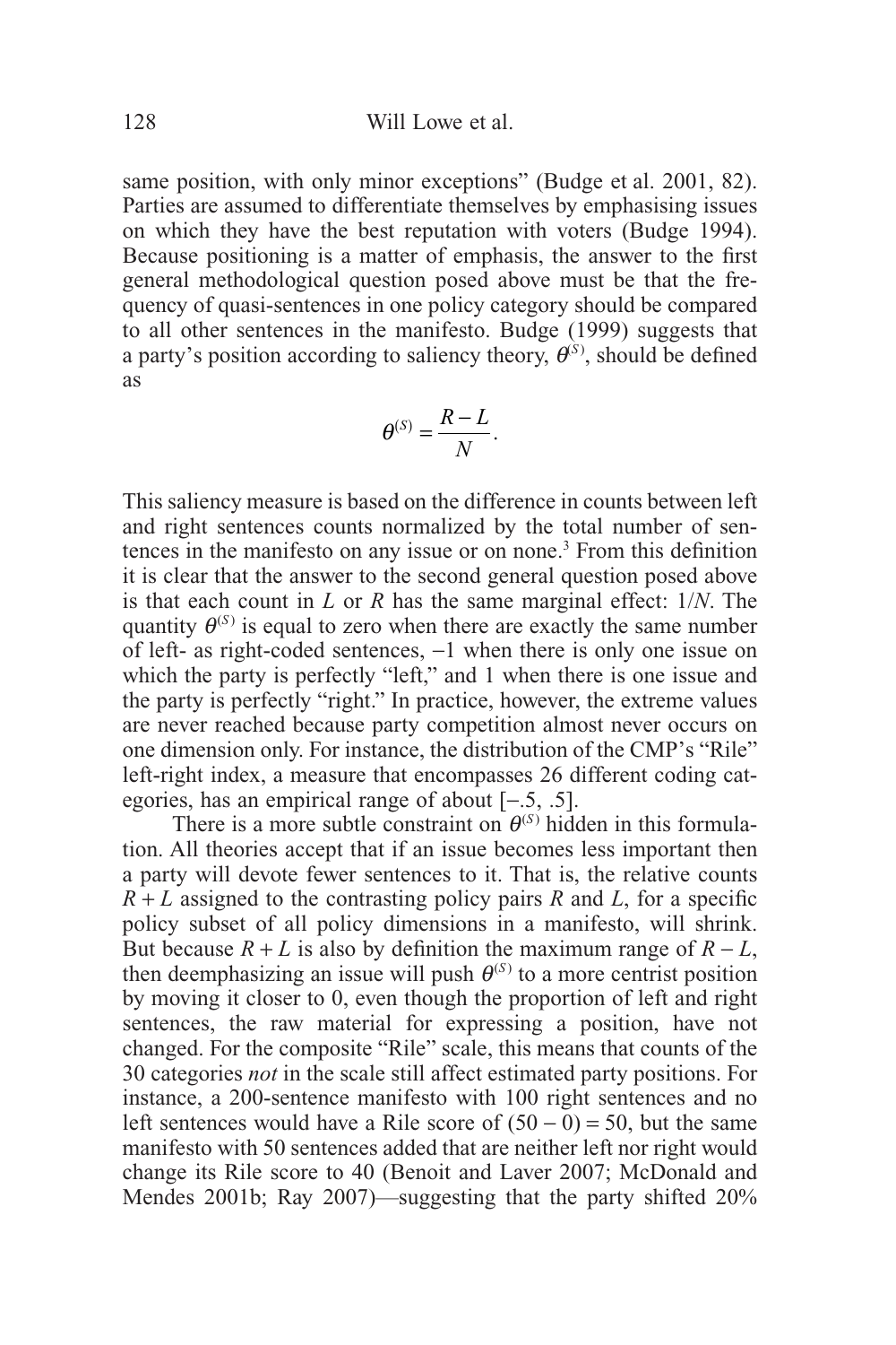same position, with only minor exceptions" (Budge et al. 2001, 82). Parties are assumed to differentiate themselves by emphasising issues on which they have the best reputation with voters (Budge 1994). Because positioning is a matter of emphasis, the answer to the first general methodological question posed above must be that the frequency of quasi-sentences in one policy category should be compared to all other sentences in the manifesto. Budge (1999) suggests that a party's position according to saliency theory, $\theta^{(S)}$, should be defined as

$$\theta^{(S)} = \frac{R - L}{N}.$$

This saliency measure is based on the difference in counts between left and right sentences counts normalized by the total number of sentences in the manifesto on any issue or on none.[3] From this definition it is clear that the answer to the second general question posed above is that each count in $L$ or $R$ has the same marginal effect: $1/N$. The quantity $\theta^{(S)}$ is equal to zero when there are exactly the same number of left- as right-coded sentences, −1 when there is only one issue on which the party is perfectly "left," and 1 when there is one issue and the party is perfectly "right." In practice, however, the extreme values are never reached because party competition almost never occurs on one dimension only. For instance, the distribution of the CMP's "Rile" left-right index, a measure that encompasses 26 different coding categories, has an empirical range of about [−.5, .5].

There is a more subtle constraint on $\theta^{(S)}$ hidden in this formulation. All theories accept that if an issue becomes less important then a party will devote fewer sentences to it. That is, the relative counts $R + L$ assigned to the contrasting policy pairs $R$ and $L$, for a specific policy subset of all policy dimensions in a manifesto, will shrink. But because $R + L$ is also by definition the maximum range of $R - L$, then deemphasizing an issue will push $\theta^{(S)}$ to a more centrist position by moving it closer to 0, even though the proportion of left and right sentences, the raw material for expressing a position, have not changed. For the composite "Rile" scale, this means that counts of the 30 categories *not* in the scale still affect estimated party positions. For instance, a 200-sentence manifesto with 100 right sentences and no left sentences would have a Rile score of (50 − 0) = 50, but the same manifesto with 50 sentences added that are neither left nor right would change its Rile score to 40 (Benoit and Laver 2007; McDonald and Mendes 2001b; Ray 2007)—suggesting that the party shifted 20%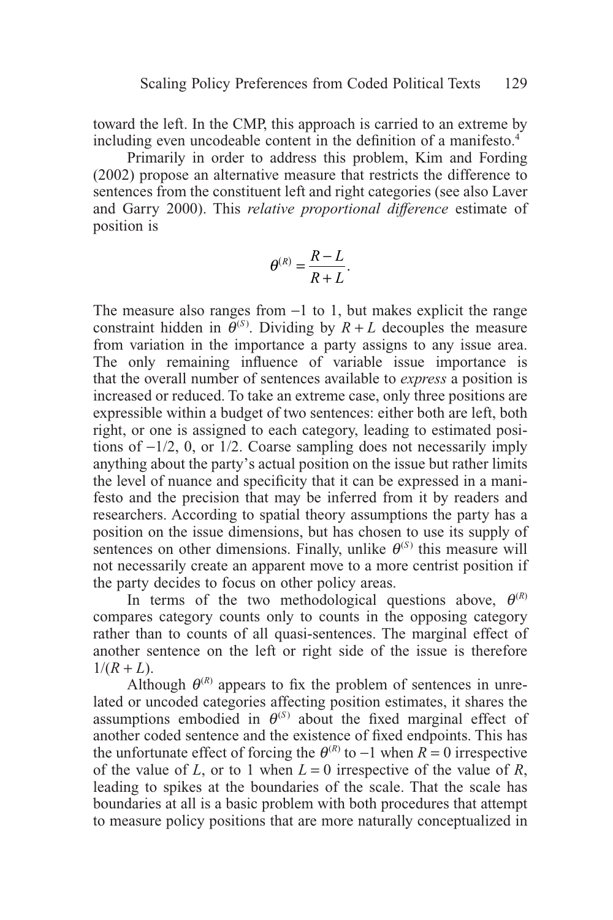toward the left. In the CMP, this approach is carried to an extreme by including even uncodeable content in the definition of a manifesto.[4]

Primarily in order to address this problem, Kim and Fording (2002) propose an alternative measure that restricts the difference to sentences from the constituent left and right categories (see also Laver and Garry 2000). This *relative proportional difference* estimate of position is

$$\theta^{(R)} = \frac{R - L}{R + L}.$$

The measure also ranges from −1 to 1, but makes explicit the range constraint hidden in $\theta^{(S)}$. Dividing by $R + L$ decouples the measure from variation in the importance a party assigns to any issue area. The only remaining influence of variable issue importance is that the overall number of sentences available to *express* a position is increased or reduced. To take an extreme case, only three positions are expressible within a budget of two sentences: either both are left, both right, or one is assigned to each category, leading to estimated positions of −1/2, 0, or 1/2. Coarse sampling does not necessarily imply anything about the party's actual position on the issue but rather limits the level of nuance and specificity that it can be expressed in a manifesto and the precision that may be inferred from it by readers and researchers. According to spatial theory assumptions the party has a position on the issue dimensions, but has chosen to use its supply of sentences on other dimensions. Finally, unlike $\theta^{(S)}$ this measure will not necessarily create an apparent move to a more centrist position if the party decides to focus on other policy areas.

In terms of the two methodological questions above, $\theta^{(R)}$ compares category counts only to counts in the opposing category rather than to counts of all quasi-sentences. The marginal effect of another sentence on the left or right side of the issue is therefore $1/(R + L)$.

Although $\theta^{(R)}$ appears to fix the problem of sentences in unrelated or uncoded categories affecting position estimates, it shares the assumptions embodied in $\theta^{(S)}$ about the fixed marginal effect of another coded sentence and the existence of fixed endpoints. This has the unfortunate effect of forcing the $\theta^{(R)}$ to −1 when $R = 0$ irrespective of the value of $L$, or to 1 when $L = 0$ irrespective of the value of $R$, leading to spikes at the boundaries of the scale. That the scale has boundaries at all is a basic problem with both procedures that attempt to measure policy positions that are more naturally conceptualized in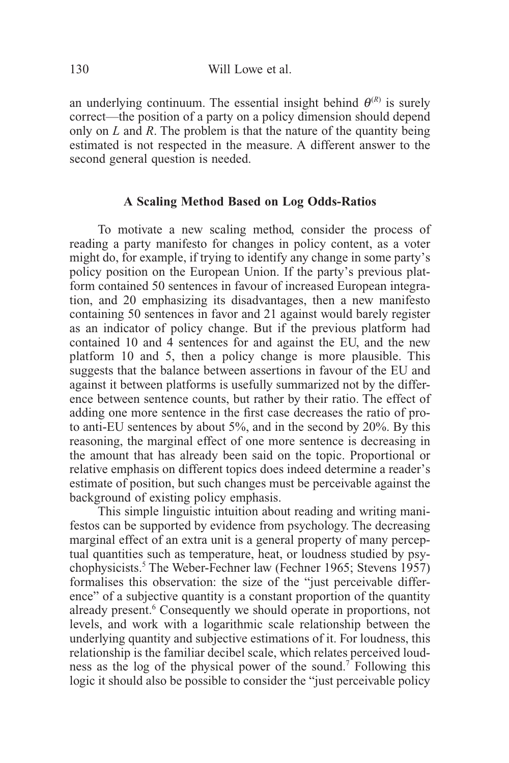an underlying continuum. The essential insight behind $\theta^{(R)}$ is surely correct—the position of a party on a policy dimension should depend only on $L$ and $R$. The problem is that the nature of the quantity being estimated is not respected in the measure. A different answer to the second general question is needed.

## A Scaling Method Based on Log Odds-Ratios

To motivate a new scaling method, consider the process of reading a party manifesto for changes in policy content, as a voter might do, for example, if trying to identify any change in some party's policy position on the European Union. If the party's previous platform contained 50 sentences in favour of increased European integration, and 20 emphasizing its disadvantages, then a new manifesto containing 50 sentences in favor and 21 against would barely register as an indicator of policy change. But if the previous platform had contained 10 and 4 sentences for and against the EU, and the new platform 10 and 5, then a policy change is more plausible. This suggests that the balance between assertions in favour of the EU and against it between platforms is usefully summarized not by the difference between sentence counts, but rather by their ratio. The effect of adding one more sentence in the first case decreases the ratio of pro- to anti-EU sentences by about 5%, and in the second by 20%. By this reasoning, the marginal effect of one more sentence is decreasing in the amount that has already been said on the topic. Proportional or relative emphasis on different topics does indeed determine a reader's estimate of position, but such changes must be perceivable against the background of existing policy emphasis.

This simple linguistic intuition about reading and writing manifestos can be supported by evidence from psychology. The decreasing marginal effect of an extra unit is a general property of many perceptual quantities such as temperature, heat, or loudness studied by psychophysicists.[5] The Weber-Fechner law (Fechner 1965; Stevens 1957) formalises this observation: the size of the "just perceivable difference" of a subjective quantity is a constant proportion of the quantity already present.[6] Consequently we should operate in proportions, not levels, and work with a logarithmic scale relationship between the underlying quantity and subjective estimations of it. For loudness, this relationship is the familiar decibel scale, which relates perceived loudness as the log of the physical power of the sound.[7] Following this logic it should also be possible to consider the "just perceivable policy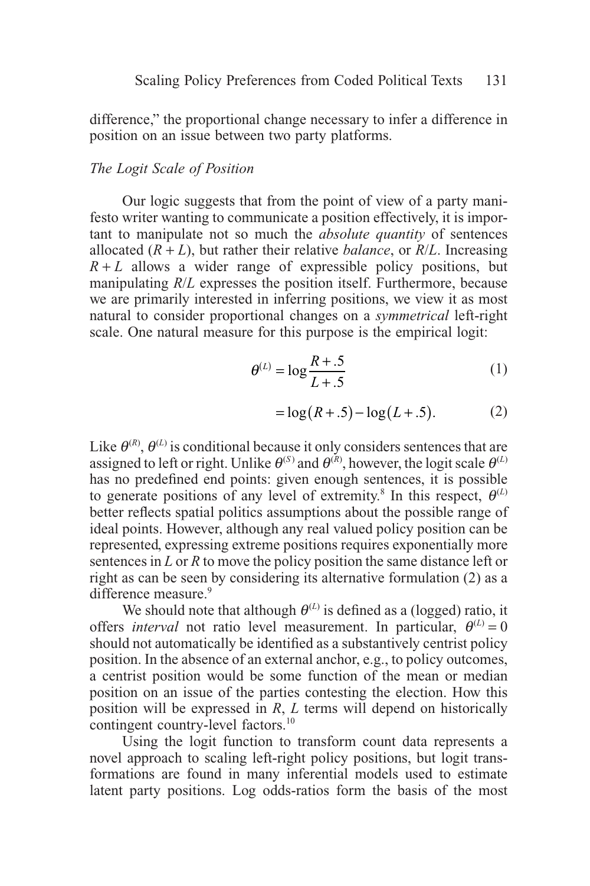difference," the proportional change necessary to infer a difference in position on an issue between two party platforms.

### *The Logit Scale of Position*

Our logic suggests that from the point of view of a party manifesto writer wanting to communicate a position effectively, it is important to manipulate not so much the *absolute quantity* of sentences allocated ($R + L$), but rather their relative *balance*, or $R/L$. Increasing $R + L$ allows a wider range of expressible policy positions, but manipulating $R/L$ expresses the position itself. Furthermore, because we are primarily interested in inferring positions, we view it as most natural to consider proportional changes on a *symmetrical* left-right scale. One natural measure for this purpose is the empirical logit:

$$\theta^{(L)} = \log \frac{R + .5}{L + .5} \tag{1}$$

$$= \log(R + .5) - \log(L + .5). \tag{2}$$

Like $\theta^{(R)}$, $\theta^{(L)}$ is conditional because it only considers sentences that are assigned to left or right. Unlike $\theta^{(S)}$ and $\theta^{(R)}$, however, the logit scale $\theta^{(L)}$ has no predefined end points: given enough sentences, it is possible to generate positions of any level of extremity.[8] In this respect, $\theta^{(L)}$ better reflects spatial politics assumptions about the possible range of ideal points. However, although any real valued policy position can be represented, expressing extreme positions requires exponentially more sentences in $L$ or $R$ to move the policy position the same distance left or right as can be seen by considering its alternative formulation (2) as a difference measure.[9]

We should note that although $\theta^{(L)}$ is defined as a (logged) ratio, it offers *interval* not ratio level measurement. In particular, $\theta^{(L)} = 0$ should not automatically be identified as a substantively centrist policy position. In the absence of an external anchor, e.g., to policy outcomes, a centrist position would be some function of the mean or median position on an issue of the parties contesting the election. How this position will be expressed in $R$, $L$ terms will depend on historically contingent country-level factors.[10]

Using the logit function to transform count data represents a novel approach to scaling left-right policy positions, but logit transformations are found in many inferential models used to estimate latent party positions. Log odds-ratios form the basis of the most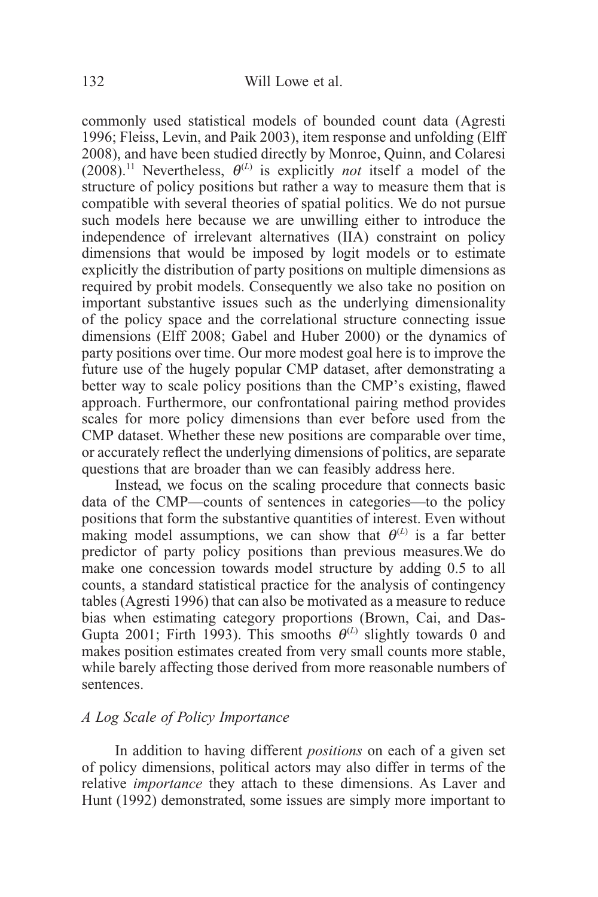commonly used statistical models of bounded count data (Agresti 1996; Fleiss, Levin, and Paik 2003), item response and unfolding (Elff 2008), and have been studied directly by Monroe, Quinn, and Colaresi (2008).[11] Nevertheless, $\theta^{(L)}$ is explicitly *not* itself a model of the structure of policy positions but rather a way to measure them that is compatible with several theories of spatial politics. We do not pursue such models here because we are unwilling either to introduce the independence of irrelevant alternatives (IIA) constraint on policy dimensions that would be imposed by logit models or to estimate explicitly the distribution of party positions on multiple dimensions as required by probit models. Consequently we also take no position on important substantive issues such as the underlying dimensionality of the policy space and the correlational structure connecting issue dimensions (Elff 2008; Gabel and Huber 2000) or the dynamics of party positions over time. Our more modest goal here is to improve the future use of the hugely popular CMP dataset, after demonstrating a better way to scale policy positions than the CMP's existing, flawed approach. Furthermore, our confrontational pairing method provides scales for more policy dimensions than ever before used from the CMP dataset. Whether these new positions are comparable over time, or accurately reflect the underlying dimensions of politics, are separate questions that are broader than we can feasibly address here.

Instead, we focus on the scaling procedure that connects basic data of the CMP—counts of sentences in categories—to the policy positions that form the substantive quantities of interest. Even without making model assumptions, we can show that $\theta^{(L)}$ is a far better predictor of party policy positions than previous measures.We do make one concession towards model structure by adding 0.5 to all counts, a standard statistical practice for the analysis of contingency tables (Agresti 1996) that can also be motivated as a measure to reduce bias when estimating category proportions (Brown, Cai, and Das-Gupta 2001; Firth 1993). This smooths $\theta^{(L)}$ slightly towards 0 and makes position estimates created from very small counts more stable, while barely affecting those derived from more reasonable numbers of sentences.

### *A Log Scale of Policy Importance*

In addition to having different *positions* on each of a given set of policy dimensions, political actors may also differ in terms of the relative *importance* they attach to these dimensions. As Laver and Hunt (1992) demonstrated, some issues are simply more important to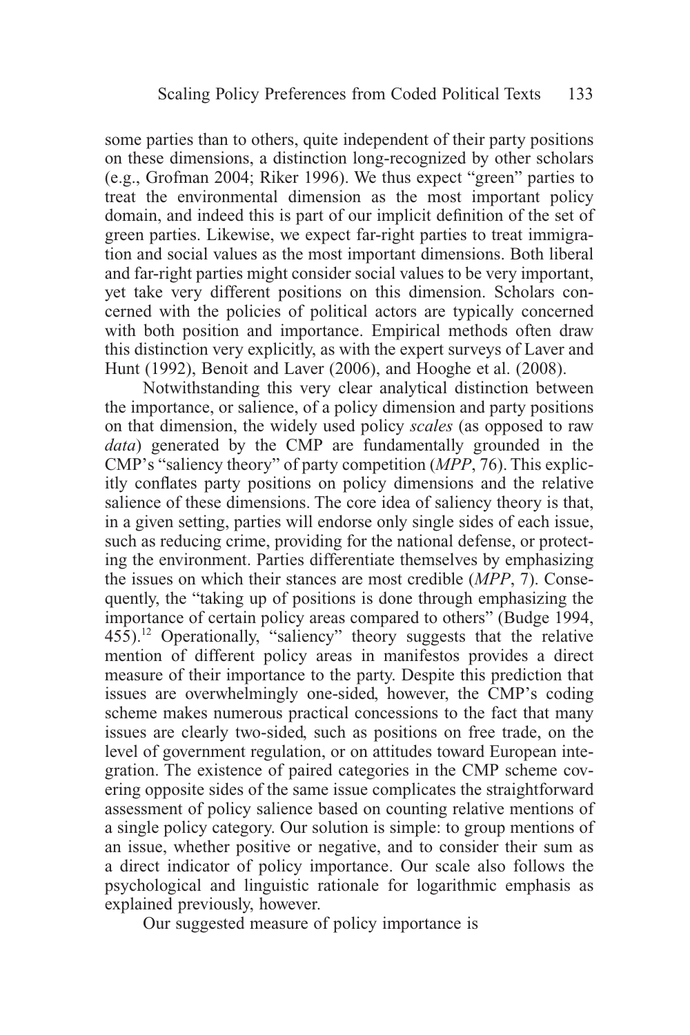some parties than to others, quite independent of their party positions on these dimensions, a distinction long-recognized by other scholars (e.g., Grofman 2004; Riker 1996). We thus expect "green" parties to treat the environmental dimension as the most important policy domain, and indeed this is part of our implicit definition of the set of green parties. Likewise, we expect far-right parties to treat immigration and social values as the most important dimensions. Both liberal and far-right parties might consider social values to be very important, yet take very different positions on this dimension. Scholars concerned with the policies of political actors are typically concerned with both position and importance. Empirical methods often draw this distinction very explicitly, as with the expert surveys of Laver and Hunt (1992), Benoit and Laver (2006), and Hooghe et al. (2008).

Notwithstanding this very clear analytical distinction between the importance, or salience, of a policy dimension and party positions on that dimension, the widely used policy *scales* (as opposed to raw *data*) generated by the CMP are fundamentally grounded in the CMP's "saliency theory" of party competition (*MPP*, 76). This explicitly conflates party positions on policy dimensions and the relative salience of these dimensions. The core idea of saliency theory is that, in a given setting, parties will endorse only single sides of each issue, such as reducing crime, providing for the national defense, or protecting the environment. Parties differentiate themselves by emphasizing the issues on which their stances are most credible (*MPP*, 7). Consequently, the "taking up of positions is done through emphasizing the importance of certain policy areas compared to others" (Budge 1994, 455).[12] Operationally, "saliency" theory suggests that the relative mention of different policy areas in manifestos provides a direct measure of their importance to the party. Despite this prediction that issues are overwhelmingly one-sided, however, the CMP's coding scheme makes numerous practical concessions to the fact that many issues are clearly two-sided, such as positions on free trade, on the level of government regulation, or on attitudes toward European integration. The existence of paired categories in the CMP scheme covering opposite sides of the same issue complicates the straightforward assessment of policy salience based on counting relative mentions of a single policy category. Our solution is simple: to group mentions of an issue, whether positive or negative, and to consider their sum as a direct indicator of policy importance. Our scale also follows the psychological and linguistic rationale for logarithmic emphasis as explained previously, however.

Our suggested measure of policy importance is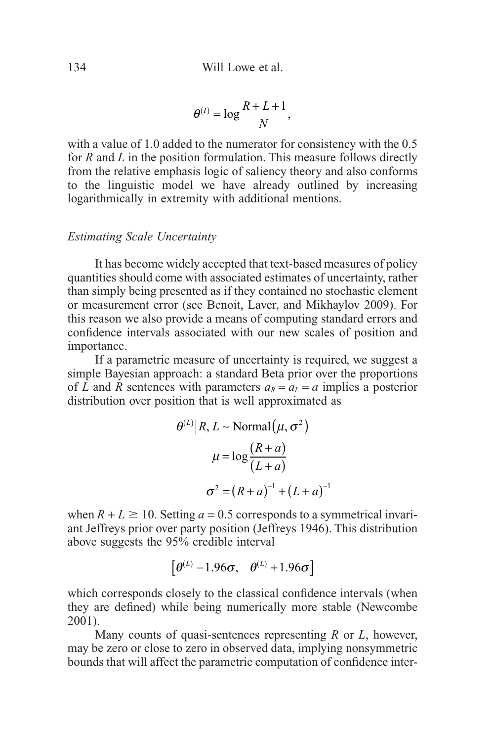$$\theta^{(I)} = \log \frac{R + L + 1}{N},$$

with a value of 1.0 added to the numerator for consistency with the 0.5 for $R$ and $L$ in the position formulation. This measure follows directly from the relative emphasis logic of saliency theory and also conforms to the linguistic model we have already outlined by increasing logarithmically in extremity with additional mentions.

*Estimating Scale Uncertainty*

It has become widely accepted that text-based measures of policy quantities should come with associated estimates of uncertainty, rather than simply being presented as if they contained no stochastic element or measurement error (see Benoit, Laver, and Mikhaylov 2009). For this reason we also provide a means of computing standard errors and confidence intervals associated with our new scales of position and importance.

If a parametric measure of uncertainty is required, we suggest a simple Bayesian approach: a standard Beta prior over the proportions of $L$ and $R$ sentences with parameters $a_R = a_L = a$ implies a posterior distribution over position that is well approximated as

$$\theta^{(L)} \big| R, L \sim \text{Normal}\left(\mu, \sigma^2\right)$$

$$\mu = \log \frac{(R + a)}{(L + a)}$$

$$\sigma^2 = (R + a)^{-1} + (L + a)^{-1}$$

when $R + L \geq 10$. Setting $a = 0.5$ corresponds to a symmetrical invariant Jeffreys prior over party position (Jeffreys 1946). This distribution above suggests the 95% credible interval

$$\left[\theta^{(L)} - 1.96\sigma, \quad \theta^{(L)} + 1.96\sigma\right]$$

which corresponds closely to the classical confidence intervals (when they are defined) while being numerically more stable (Newcombe 2001).

Many counts of quasi-sentences representing $R$ or $L$, however, may be zero or close to zero in observed data, implying nonsymmetric bounds that will affect the parametric computation of confidence inter-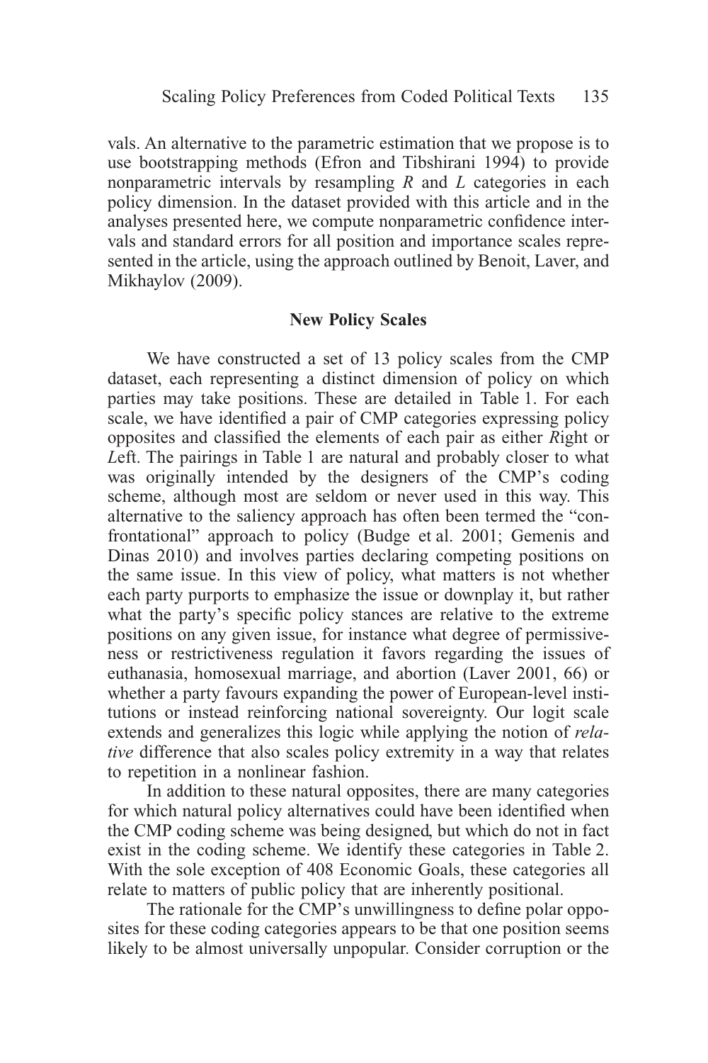vals. An alternative to the parametric estimation that we propose is to use bootstrapping methods (Efron and Tibshirani 1994) to provide nonparametric intervals by resampling *R* and *L* categories in each policy dimension. In the dataset provided with this article and in the analyses presented here, we compute nonparametric confidence intervals and standard errors for all position and importance scales represented in the article, using the approach outlined by Benoit, Laver, and Mikhaylov (2009).

## New Policy Scales

We have constructed a set of 13 policy scales from the CMP dataset, each representing a distinct dimension of policy on which parties may take positions. These are detailed in Table 1. For each scale, we have identified a pair of CMP categories expressing policy opposites and classified the elements of each pair as either *R*ight or *L*eft. The pairings in Table 1 are natural and probably closer to what was originally intended by the designers of the CMP's coding scheme, although most are seldom or never used in this way. This alternative to the saliency approach has often been termed the "confrontational" approach to policy (Budge et al. 2001; Gemenis and Dinas 2010) and involves parties declaring competing positions on the same issue. In this view of policy, what matters is not whether each party purports to emphasize the issue or downplay it, but rather what the party's specific policy stances are relative to the extreme positions on any given issue, for instance what degree of permissiveness or restrictiveness regulation it favors regarding the issues of euthanasia, homosexual marriage, and abortion (Laver 2001, 66) or whether a party favours expanding the power of European-level institutions or instead reinforcing national sovereignty. Our logit scale extends and generalizes this logic while applying the notion of *relative* difference that also scales policy extremity in a way that relates to repetition in a nonlinear fashion.

In addition to these natural opposites, there are many categories for which natural policy alternatives could have been identified when the CMP coding scheme was being designed, but which do not in fact exist in the coding scheme. We identify these categories in Table 2. With the sole exception of 408 Economic Goals, these categories all relate to matters of public policy that are inherently positional.

The rationale for the CMP's unwillingness to define polar opposites for these coding categories appears to be that one position seems likely to be almost universally unpopular. Consider corruption or the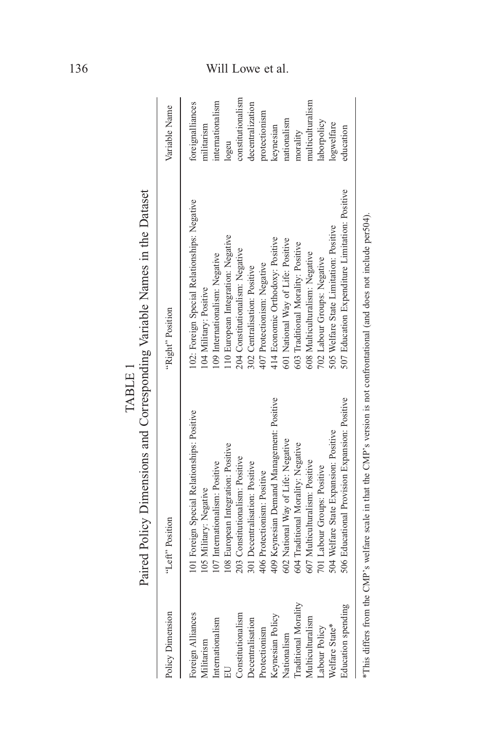TABLE 1

Paired Policy Dimensions and Corresponding Variable Names in the Dataset

| Policy Dimension | "Left" Position | "Right" Position | Variable Name |
|---|---|---|---|
| Foreign Alliances | 101 Foreign Special Relationships: Positive | 102: Foreign Special Relationships: Negative | foreignalliances |
| Militarism | 105 Military: Negative | 104 Military: Positive | militarism |
| Internationalism | 107 Internationalism: Positive | 109 Internationalism: Negative | internationalism |
| EU | 108 European Integration: Positive | 110 European Integration: Negative | logeu |
| Constitutionalism | 203 Constitutionalism: Positive | 204 Constitutionalism: Negative | constitutionalism |
| Decentralisation | 301 Decentralisation: Positive | 302 Centralisation: Positive | decentralization |
| Protectionism | 406 Protectionism: Positive | 407 Protectionism: Negative | protectionism |
| Keynesian Policy | 409 Keynesian Demand Management: Positive | 414 Economic Orthodoxy: Positive | keynesian |
| Nationalism | 602 National Way of Life: Negative | 601 National Way of Life: Positive | nationalism |
| Traditional Morality | 604 Traditional Morality: Negative | 603 Traditional Morality: Positive | morality |
| Multiculturalism | 607 Multiculturalism: Positive | 608 Multiculturalism: Negative | multiculturalism |
| Labour Policy | 701 Labour Groups: Positive | 702 Labour Groups: Negative | laborpolicy |
| Welfare State* | 504 Welfare State Expansion: Positive | 505 Welfare State Limitation: Positive | logwelfare |
| Education spending | 506 Educational Provision Expansion: Positive | 507 Education Expenditure Limitation: Positive | education |

*This differs from the CMP's welfare scale in that the CMP's version is not confrontational (and does not include per504).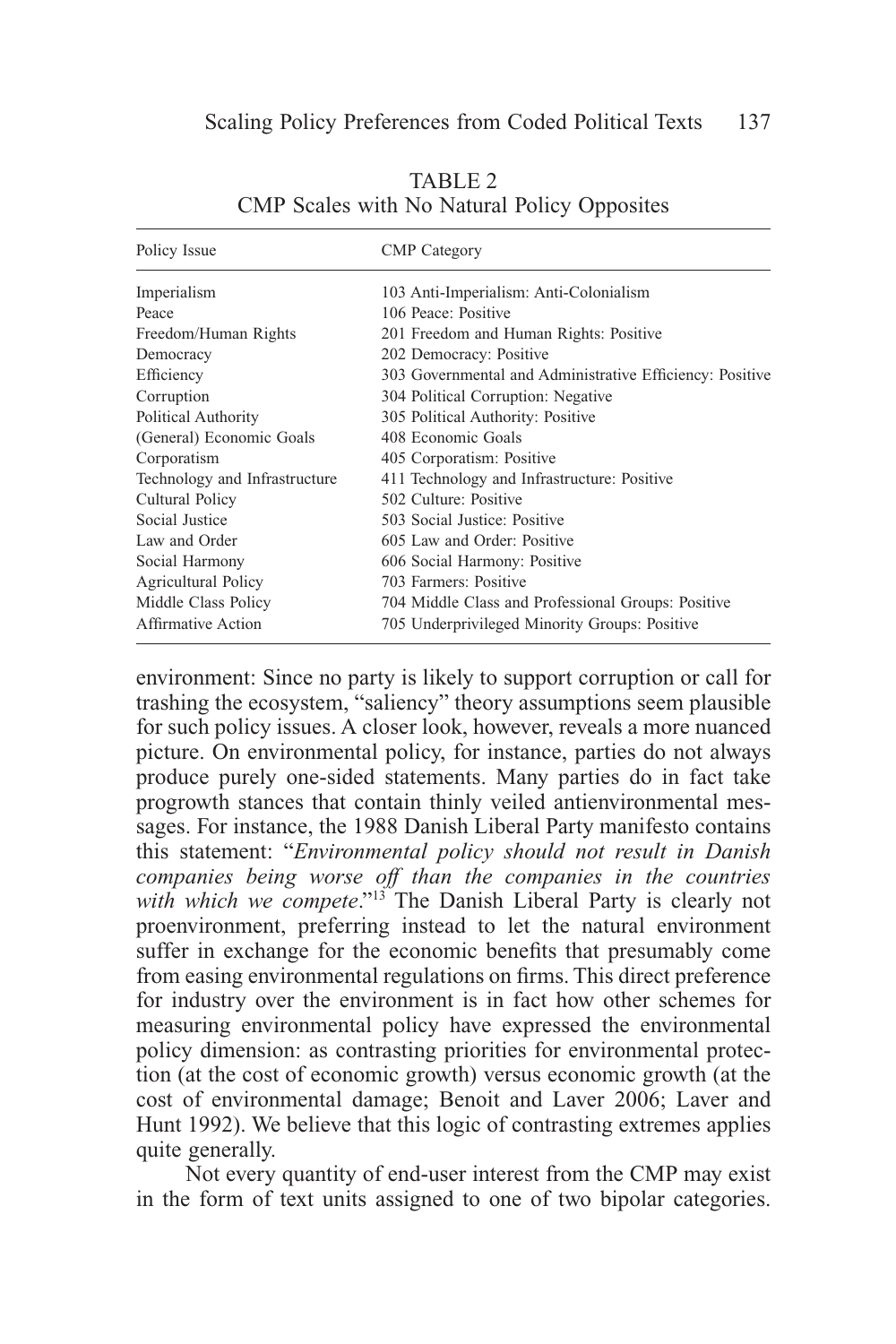TABLE 2
CMP Scales with No Natural Policy Opposites

| Policy Issue | CMP Category |
|---|---|
| Imperialism | 103 Anti-Imperialism: Anti-Colonialism |
| Peace | 106 Peace: Positive |
| Freedom/Human Rights | 201 Freedom and Human Rights: Positive |
| Democracy | 202 Democracy: Positive |
| Efficiency | 303 Governmental and Administrative Efficiency: Positive |
| Corruption | 304 Political Corruption: Negative |
| Political Authority | 305 Political Authority: Positive |
| (General) Economic Goals | 408 Economic Goals |
| Corporatism | 405 Corporatism: Positive |
| Technology and Infrastructure | 411 Technology and Infrastructure: Positive |
| Cultural Policy | 502 Culture: Positive |
| Social Justice | 503 Social Justice: Positive |
| Law and Order | 605 Law and Order: Positive |
| Social Harmony | 606 Social Harmony: Positive |
| Agricultural Policy | 703 Farmers: Positive |
| Middle Class Policy | 704 Middle Class and Professional Groups: Positive |
| Affirmative Action | 705 Underprivileged Minority Groups: Positive |

environment: Since no party is likely to support corruption or call for trashing the ecosystem, "saliency" theory assumptions seem plausible for such policy issues. A closer look, however, reveals a more nuanced picture. On environmental policy, for instance, parties do not always produce purely one-sided statements. Many parties do in fact take progrowth stances that contain thinly veiled antienvironmental messages. For instance, the 1988 Danish Liberal Party manifesto contains this statement: "*Environmental policy should not result in Danish companies being worse off than the companies in the countries with which we compete*."[13] The Danish Liberal Party is clearly not proenvironment, preferring instead to let the natural environment suffer in exchange for the economic benefits that presumably come from easing environmental regulations on firms. This direct preference for industry over the environment is in fact how other schemes for measuring environmental policy have expressed the environmental policy dimension: as contrasting priorities for environmental protection (at the cost of economic growth) versus economic growth (at the cost of environmental damage; Benoit and Laver 2006; Laver and Hunt 1992). We believe that this logic of contrasting extremes applies quite generally.

Not every quantity of end-user interest from the CMP may exist in the form of text units assigned to one of two bipolar categories.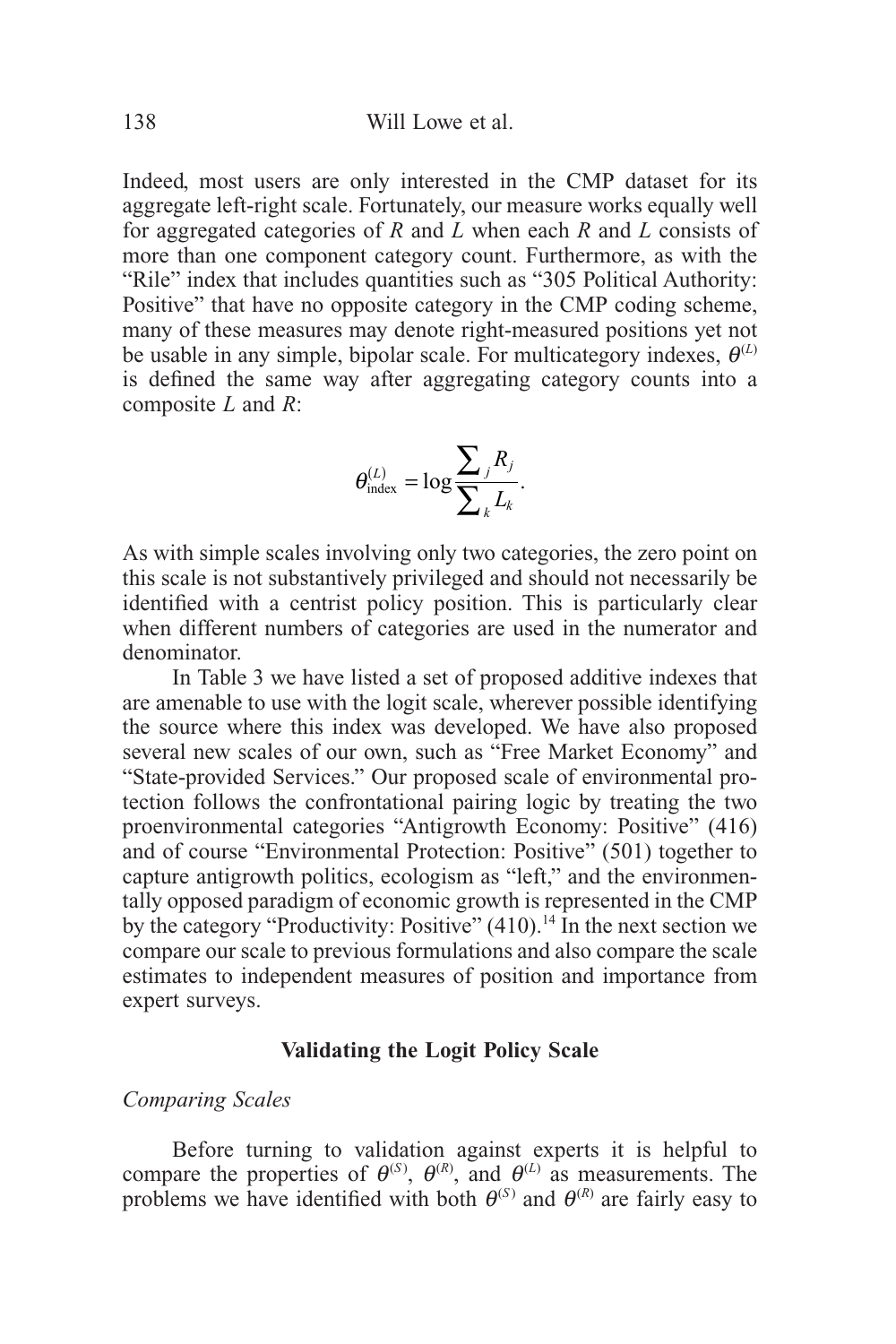Indeed, most users are only interested in the CMP dataset for its aggregate left-right scale. Fortunately, our measure works equally well for aggregated categories of $R$ and $L$ when each $R$ and $L$ consists of more than one component category count. Furthermore, as with the "Rile" index that includes quantities such as "305 Political Authority: Positive" that have no opposite category in the CMP coding scheme, many of these measures may denote right-measured positions yet not be usable in any simple, bipolar scale. For multicategory indexes, $\theta^{(L)}$ is defined the same way after aggregating category counts into a composite $L$ and $R$:

$$\theta^{(L)}_{\text{index}} = \log \frac{\sum_j R_j}{\sum_k L_k}.$$

As with simple scales involving only two categories, the zero point on this scale is not substantively privileged and should not necessarily be identified with a centrist policy position. This is particularly clear when different numbers of categories are used in the numerator and denominator.

In Table 3 we have listed a set of proposed additive indexes that are amenable to use with the logit scale, wherever possible identifying the source where this index was developed. We have also proposed several new scales of our own, such as "Free Market Economy" and "State-provided Services." Our proposed scale of environmental protection follows the confrontational pairing logic by treating the two proenvironmental categories "Antigrowth Economy: Positive" (416) and of course "Environmental Protection: Positive" (501) together to capture antigrowth politics, ecologism as "left," and the environmentally opposed paradigm of economic growth is represented in the CMP by the category "Productivity: Positive" (410).[14] In the next section we compare our scale to previous formulations and also compare the scale estimates to independent measures of position and importance from expert surveys.

## Validating the Logit Policy Scale

### *Comparing Scales*

Before turning to validation against experts it is helpful to compare the properties of $\theta^{(S)}$, $\theta^{(R)}$, and $\theta^{(L)}$ as measurements. The problems we have identified with both $\theta^{(S)}$ and $\theta^{(R)}$ are fairly easy to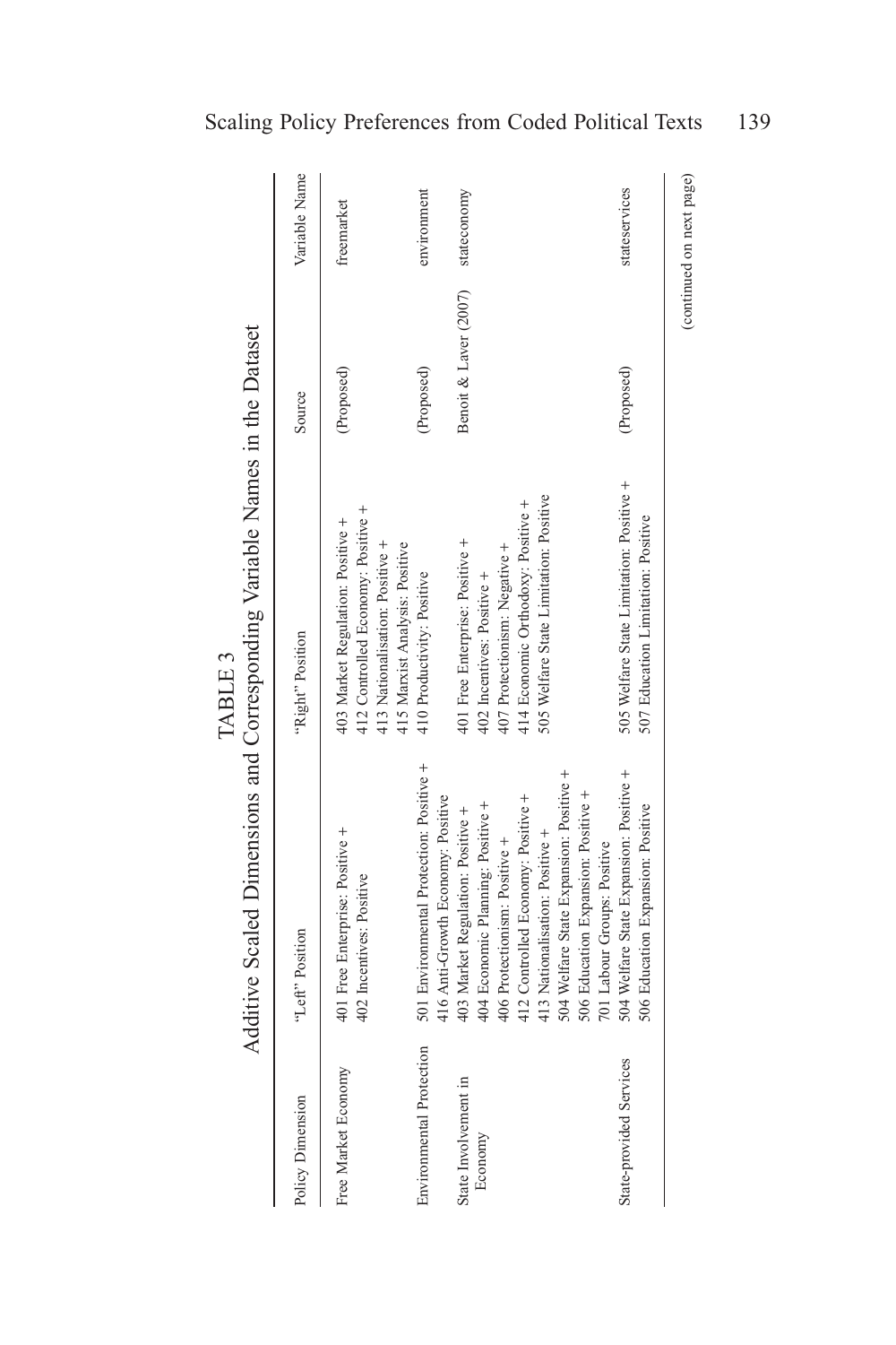TABLE 3

Additive Scaled Dimensions and Corresponding Variable Names in the Dataset

| Policy Dimension | "Left" Position | "Right" Position | Source | Variable Name |
|---|---|---|---|---|
| Free Market Economy | 401 Free Enterprise: Positive + 402 Incentives: Positive | 403 Market Regulation: Positive + 412 Controlled Economy: Positive + 413 Nationalisation: Positive + 415 Marxist Analysis: Positive | (Proposed) | freemarket |
| Environmental Protection | 501 Environmental Protection: Positive + 416 Anti-Growth Economy: Positive | 410 Productivity: Positive | (Proposed) | environment |
| State Involvement in Economy | 403 Market Regulation: Positive + 404 Economic Planning: Positive + 406 Protectionism: Positive + 412 Controlled Economy: Positive + 413 Nationalisation: Positive + 504 Welfare State Expansion: Positive + 506 Education Expansion: Positive + 701 Labour Groups: Positive | 401 Free Enterprise: Positive + 402 Incentives: Positive + 407 Protectionism: Negative + 414 Economic Orthodoxy: Positive + 505 Welfare State Limitation: Positive | Benoit & Laver (2007) | stateconomy |
| State-provided Services | 504 Welfare State Expansion: Positive + 506 Education Expansion: Positive | 505 Welfare State Limitation: Positive + 507 Education Limitation: Positive | (Proposed) | stateservices |

(continued on next page)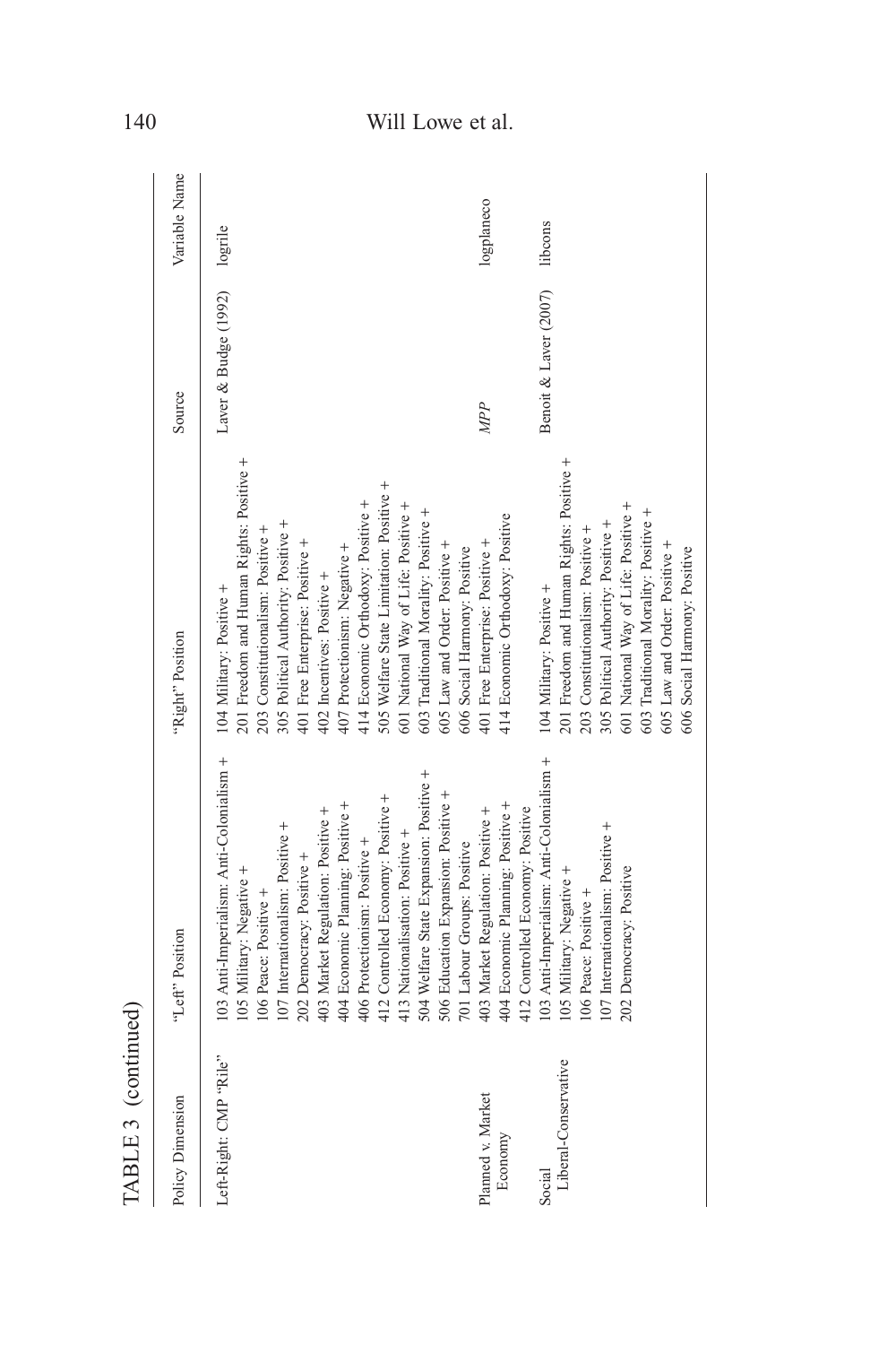TABLE 3 (continued)

| Policy Dimension | "Left" Position | "Right" Position | Source | Variable Name |
|---|---|---|---|---|
| Left-Right: CMP "Rile" | 103 Anti-Imperialism: Anti-Colonialism + 105 Military: Negative + 106 Peace: Positive + 107 Internationalism: Positive + 202 Democracy: Positive + 403 Market Regulation: Positive + 404 Economic Planning: Positive + 406 Protectionism: Positive + 412 Controlled Economy: Positive + 413 Nationalisation: Positive + 504 Welfare State Expansion: Positive + 506 Education Expansion: Positive + 701 Labour Groups: Positive | 104 Military: Positive + 201 Freedom and Human Rights: Positive + 203 Constitutionalism: Positive + 305 Political Authority: Positive + 401 Free Enterprise: Positive + 402 Incentives: Positive + 407 Protectionism: Negative + 414 Economic Orthodoxy: Positive + 505 Welfare State Limitation: Positive + 601 National Way of Life: Positive + 603 Traditional Morality: Positive + 605 Law and Order: Positive + 606 Social Harmony: Positive | Laver & Budge (1992) | logrile |
| Planned v. Market Economy | 403 Market Regulation: Positive + 404 Economic Planning: Positive + 412 Controlled Economy: Positive | 401 Free Enterprise: Positive + 414 Economic Orthodoxy: Positive | *MPP* | logplaneco |
| Social Liberal-Conservative | 103 Anti-Imperialism: Anti-Colonialism + 105 Military: Negative + 106 Peace: Positive + 107 Internationalism: Positive + 202 Democracy: Positive | 104 Military: Positive + 201 Freedom and Human Rights: Positive + 203 Constitutionalism: Positive + 305 Political Authority: Positive + 601 National Way of Life: Positive + 603 Traditional Morality: Positive + 605 Law and Order: Positive + 606 Social Harmony: Positive | Benoit & Laver (2007) | libcons |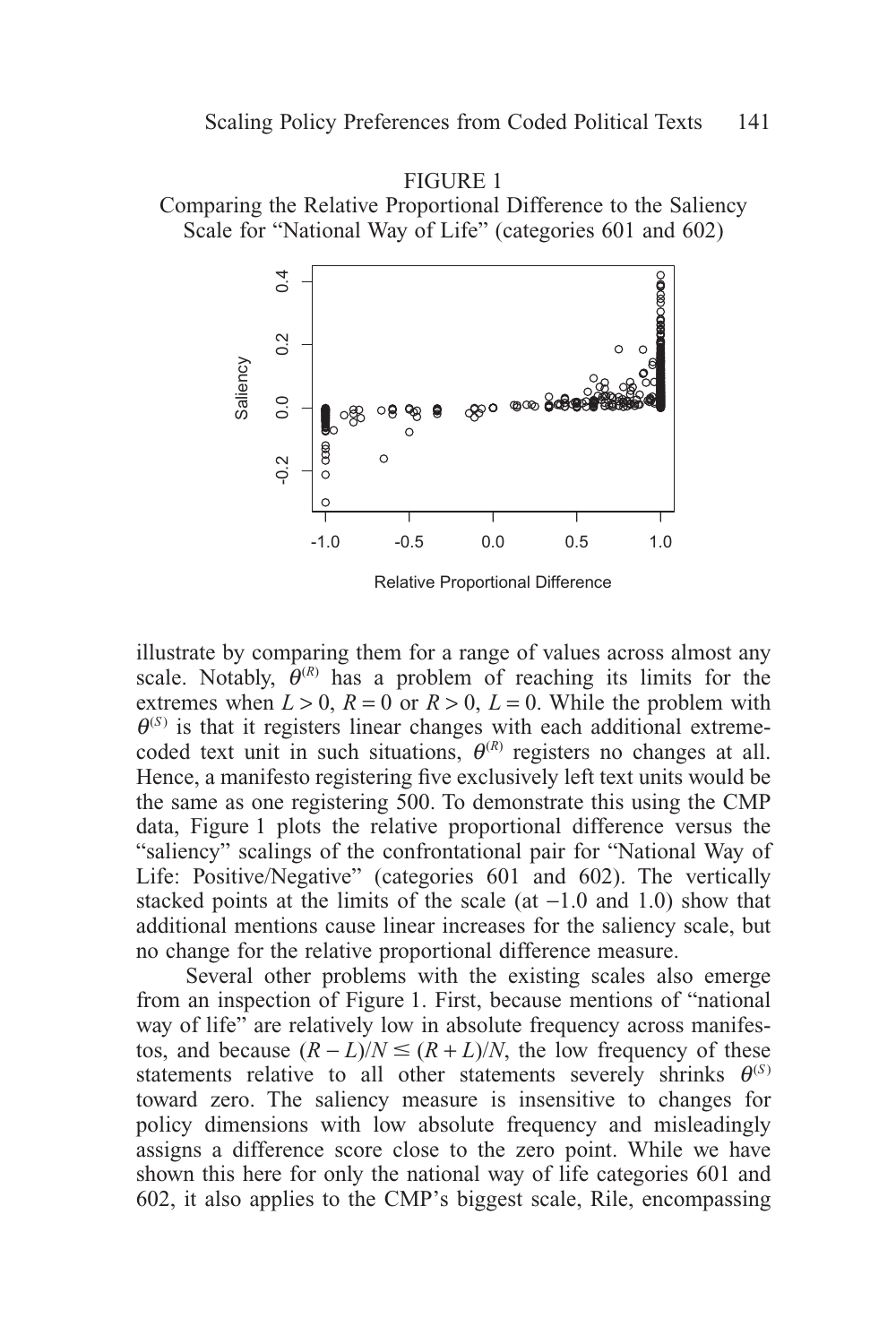FIGURE 1
Comparing the Relative Proportional Difference to the Saliency Scale for "National Way of Life" (categories 601 and 602)

illustrate by comparing them for a range of values across almost any scale. Notably, $\theta^{(R)}$ has a problem of reaching its limits for the extremes when $L > 0$, $R = 0$ or $R > 0$, $L = 0$. While the problem with $\theta^{(S)}$ is that it registers linear changes with each additional extreme-coded text unit in such situations, $\theta^{(R)}$ registers no changes at all. Hence, a manifesto registering five exclusively left text units would be the same as one registering 500. To demonstrate this using the CMP data, Figure 1 plots the relative proportional difference versus the "saliency" scalings of the confrontational pair for "National Way of Life: Positive/Negative" (categories 601 and 602). The vertically stacked points at the limits of the scale (at −1.0 and 1.0) show that additional mentions cause linear increases for the saliency scale, but no change for the relative proportional difference measure.

Several other problems with the existing scales also emerge from an inspection of Figure 1. First, because mentions of "national way of life" are relatively low in absolute frequency across manifestos, and because $(R - L)/N \leq (R + L)/N$, the low frequency of these statements relative to all other statements severely shrinks $\theta^{(S)}$ toward zero. The saliency measure is insensitive to changes for policy dimensions with low absolute frequency and misleadingly assigns a difference score close to the zero point. While we have shown this here for only the national way of life categories 601 and 602, it also applies to the CMP's biggest scale, Rile, encompassing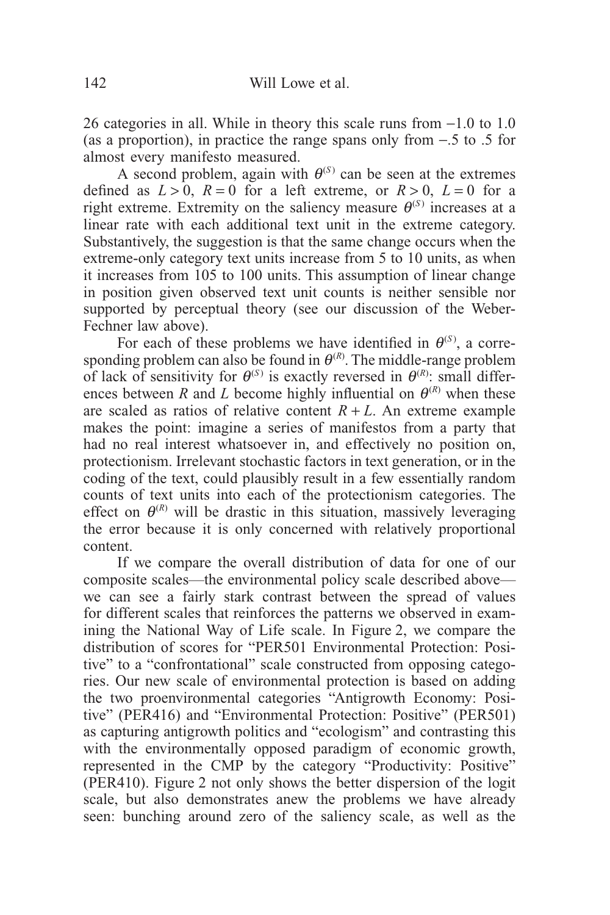26 categories in all. While in theory this scale runs from −1.0 to 1.0 (as a proportion), in practice the range spans only from −.5 to .5 for almost every manifesto measured.

A second problem, again with $\theta^{(S)}$ can be seen at the extremes defined as $L > 0$, $R = 0$ for a left extreme, or $R > 0$, $L = 0$ for a right extreme. Extremity on the saliency measure $\theta^{(S)}$ increases at a linear rate with each additional text unit in the extreme category. Substantively, the suggestion is that the same change occurs when the extreme-only category text units increase from 5 to 10 units, as when it increases from 105 to 100 units. This assumption of linear change in position given observed text unit counts is neither sensible nor supported by perceptual theory (see our discussion of the Weber-Fechner law above).

For each of these problems we have identified in $\theta^{(S)}$, a corresponding problem can also be found in $\theta^{(R)}$. The middle-range problem of lack of sensitivity for $\theta^{(S)}$ is exactly reversed in $\theta^{(R)}$: small differences between $R$ and $L$ become highly influential on $\theta^{(R)}$ when these are scaled as ratios of relative content $R + L$. An extreme example makes the point: imagine a series of manifestos from a party that had no real interest whatsoever in, and effectively no position on, protectionism. Irrelevant stochastic factors in text generation, or in the coding of the text, could plausibly result in a few essentially random counts of text units into each of the protectionism categories. The effect on $\theta^{(R)}$ will be drastic in this situation, massively leveraging the error because it is only concerned with relatively proportional content.

If we compare the overall distribution of data for one of our composite scales—the environmental policy scale described above—we can see a fairly stark contrast between the spread of values for different scales that reinforces the patterns we observed in examining the National Way of Life scale. In Figure 2, we compare the distribution of scores for "PER501 Environmental Protection: Positive" to a "confrontational" scale constructed from opposing categories. Our new scale of environmental protection is based on adding the two proenvironmental categories "Antigrowth Economy: Positive" (PER416) and "Environmental Protection: Positive" (PER501) as capturing antigrowth politics and "ecologism" and contrasting this with the environmentally opposed paradigm of economic growth, represented in the CMP by the category "Productivity: Positive" (PER410). Figure 2 not only shows the better dispersion of the logit scale, but also demonstrates anew the problems we have already seen: bunching around zero of the saliency scale, as well as the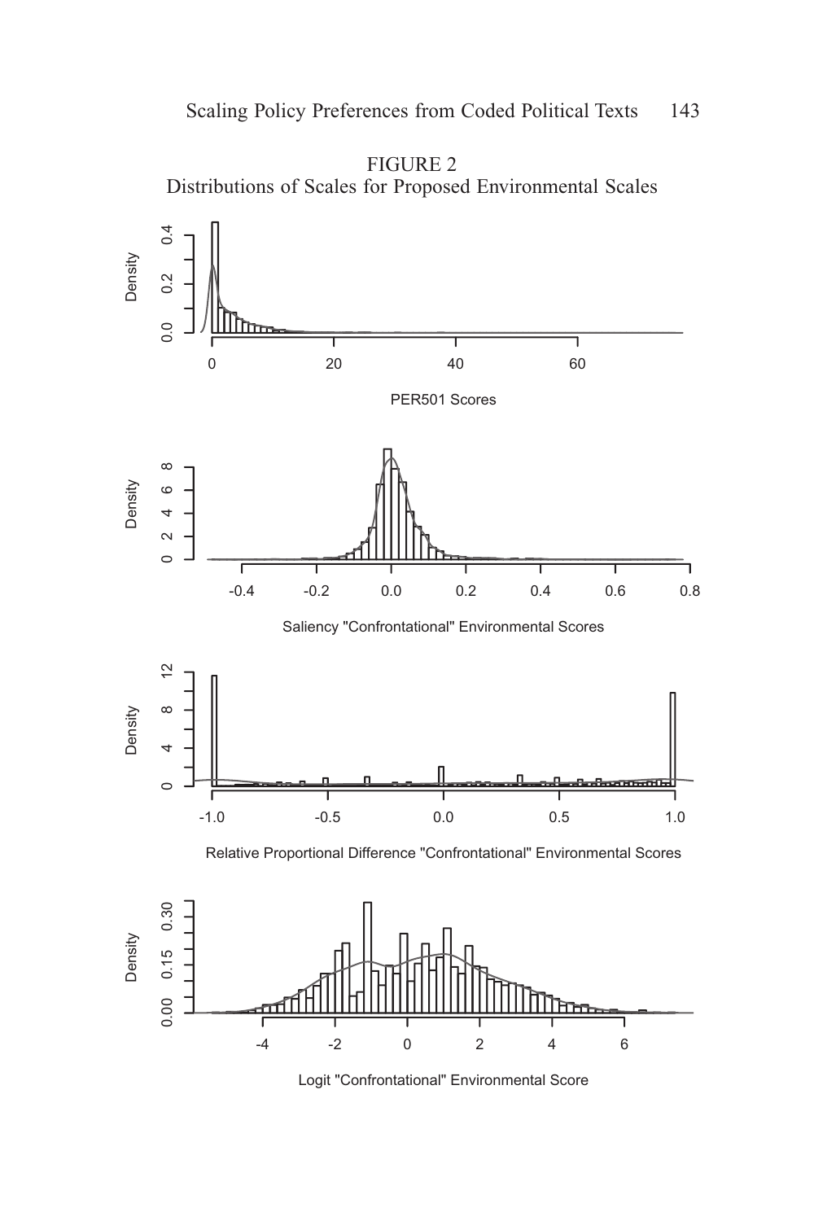FIGURE 2
Distributions of Scales for Proposed Environmental Scales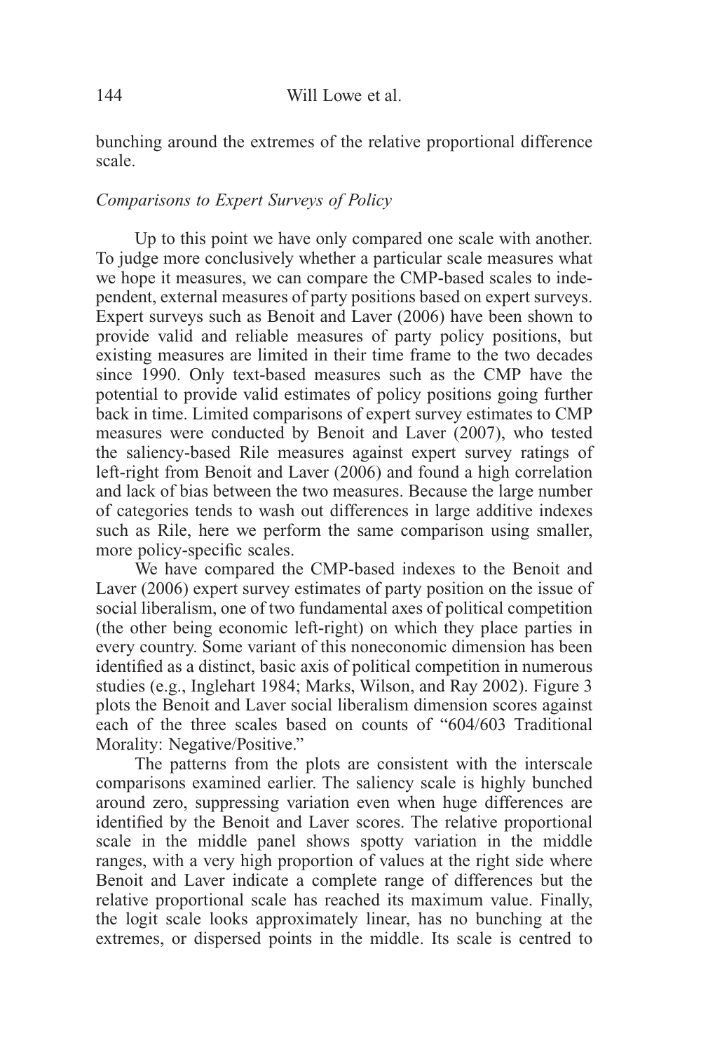bunching around the extremes of the relative proportional difference scale.

*Comparisons to Expert Surveys of Policy*

Up to this point we have only compared one scale with another. To judge more conclusively whether a particular scale measures what we hope it measures, we can compare the CMP-based scales to independent, external measures of party positions based on expert surveys. Expert surveys such as Benoit and Laver (2006) have been shown to provide valid and reliable measures of party policy positions, but existing measures are limited in their time frame to the two decades since 1990. Only text-based measures such as the CMP have the potential to provide valid estimates of policy positions going further back in time. Limited comparisons of expert survey estimates to CMP measures were conducted by Benoit and Laver (2007), who tested the saliency-based Rile measures against expert survey ratings of left-right from Benoit and Laver (2006) and found a high correlation and lack of bias between the two measures. Because the large number of categories tends to wash out differences in large additive indexes such as Rile, here we perform the same comparison using smaller, more policy-specific scales.

We have compared the CMP-based indexes to the Benoit and Laver (2006) expert survey estimates of party position on the issue of social liberalism, one of two fundamental axes of political competition (the other being economic left-right) on which they place parties in every country. Some variant of this noneconomic dimension has been identified as a distinct, basic axis of political competition in numerous studies (e.g., Inglehart 1984; Marks, Wilson, and Ray 2002). Figure 3 plots the Benoit and Laver social liberalism dimension scores against each of the three scales based on counts of "604/603 Traditional Morality: Negative/Positive."

The patterns from the plots are consistent with the interscale comparisons examined earlier. The saliency scale is highly bunched around zero, suppressing variation even when huge differences are identified by the Benoit and Laver scores. The relative proportional scale in the middle panel shows spotty variation in the middle ranges, with a very high proportion of values at the right side where Benoit and Laver indicate a complete range of differences but the relative proportional scale has reached its maximum value. Finally, the logit scale looks approximately linear, has no bunching at the extremes, or dispersed points in the middle. Its scale is centred to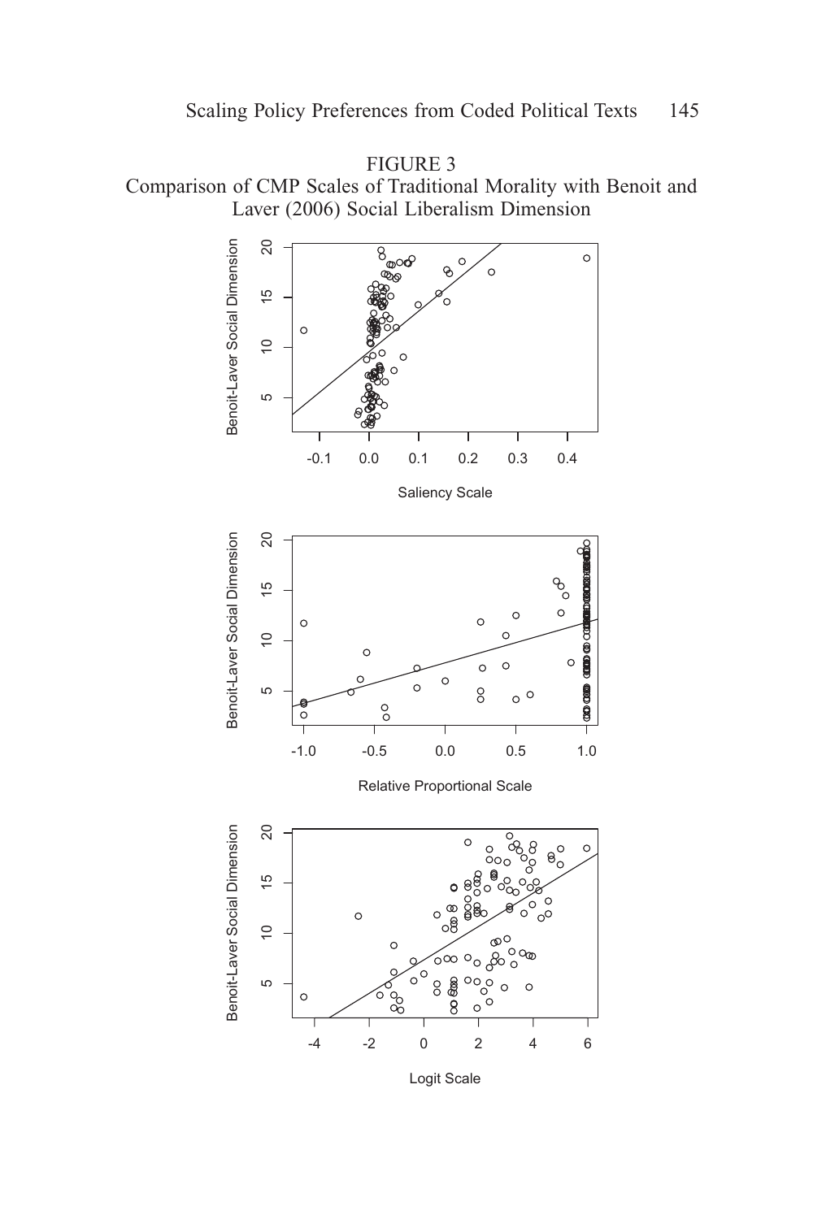FIGURE 3
Comparison of CMP Scales of Traditional Morality with Benoit and Laver (2006) Social Liberalism Dimension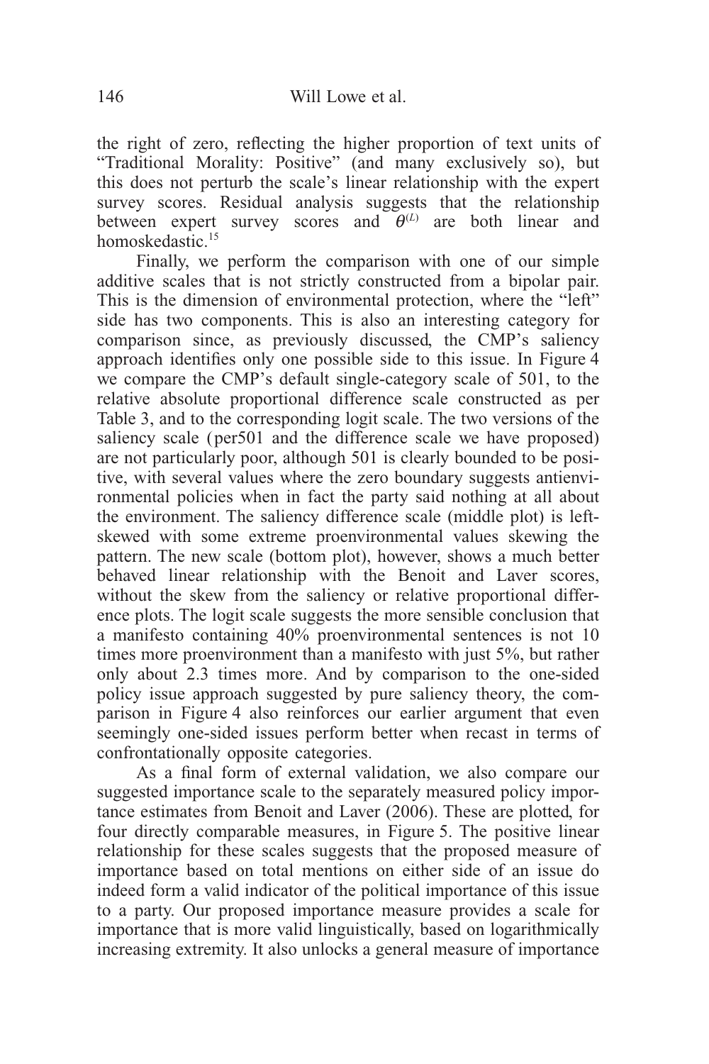the right of zero, reflecting the higher proportion of text units of "Traditional Morality: Positive" (and many exclusively so), but this does not perturb the scale's linear relationship with the expert survey scores. Residual analysis suggests that the relationship between expert survey scores and $\theta^{(L)}$ are both linear and homoskedastic.[15]

Finally, we perform the comparison with one of our simple additive scales that is not strictly constructed from a bipolar pair. This is the dimension of environmental protection, where the "left" side has two components. This is also an interesting category for comparison since, as previously discussed, the CMP's saliency approach identifies only one possible side to this issue. In Figure 4 we compare the CMP's default single-category scale of 501, to the relative absolute proportional difference scale constructed as per Table 3, and to the corresponding logit scale. The two versions of the saliency scale (per501 and the difference scale we have proposed) are not particularly poor, although 501 is clearly bounded to be positive, with several values where the zero boundary suggests antienvironmental policies when in fact the party said nothing at all about the environment. The saliency difference scale (middle plot) is left-skewed with some extreme proenvironmental values skewing the pattern. The new scale (bottom plot), however, shows a much better behaved linear relationship with the Benoit and Laver scores, without the skew from the saliency or relative proportional difference plots. The logit scale suggests the more sensible conclusion that a manifesto containing 40% proenvironmental sentences is not 10 times more proenvironment than a manifesto with just 5%, but rather only about 2.3 times more. And by comparison to the one-sided policy issue approach suggested by pure saliency theory, the comparison in Figure 4 also reinforces our earlier argument that even seemingly one-sided issues perform better when recast in terms of confrontationally opposite categories.

As a final form of external validation, we also compare our suggested importance scale to the separately measured policy importance estimates from Benoit and Laver (2006). These are plotted, for four directly comparable measures, in Figure 5. The positive linear relationship for these scales suggests that the proposed measure of importance based on total mentions on either side of an issue do indeed form a valid indicator of the political importance of this issue to a party. Our proposed importance measure provides a scale for importance that is more valid linguistically, based on logarithmically increasing extremity. It also unlocks a general measure of importance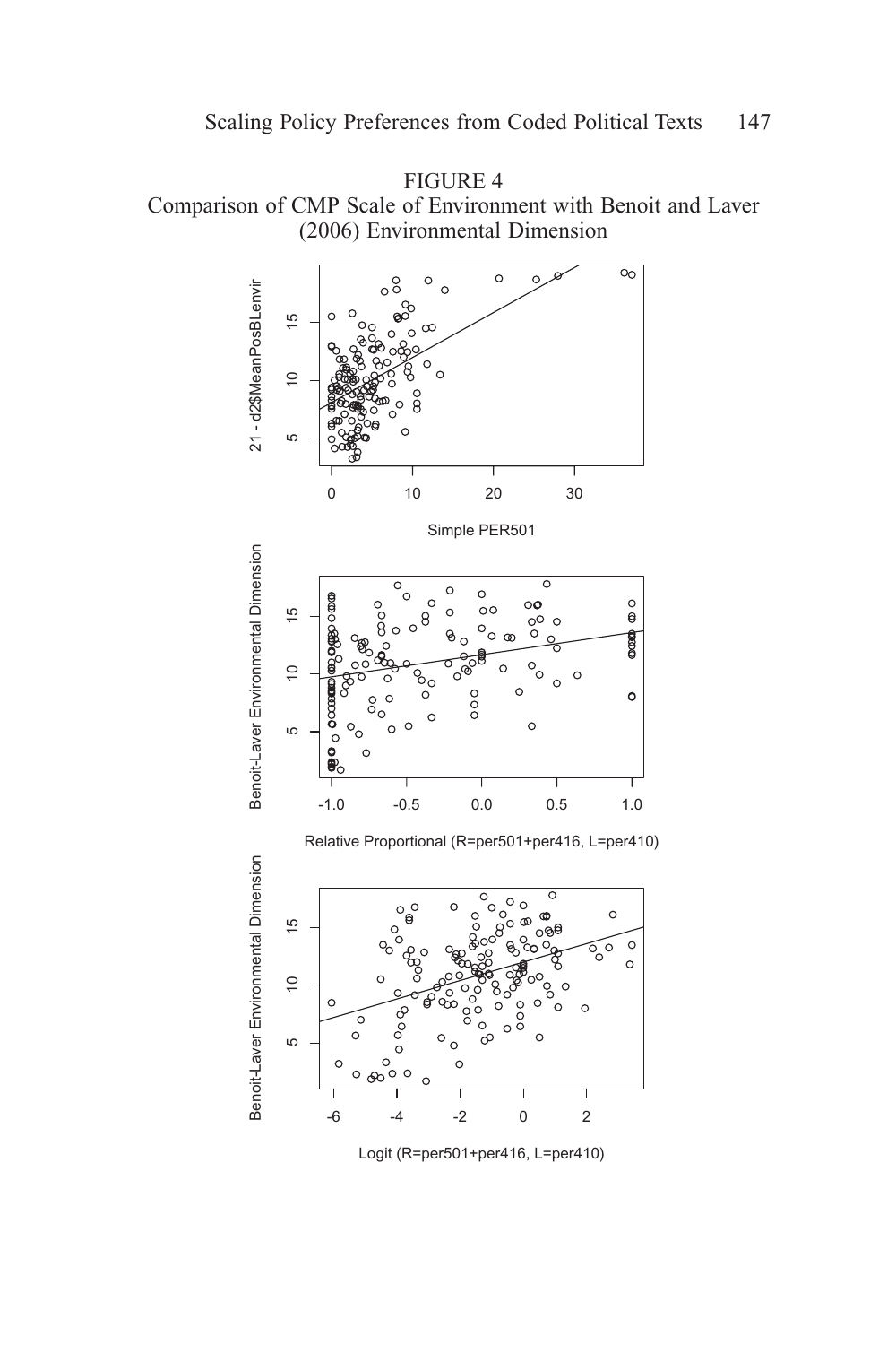FIGURE 4
Comparison of CMP Scale of Environment with Benoit and Laver (2006) Environmental Dimension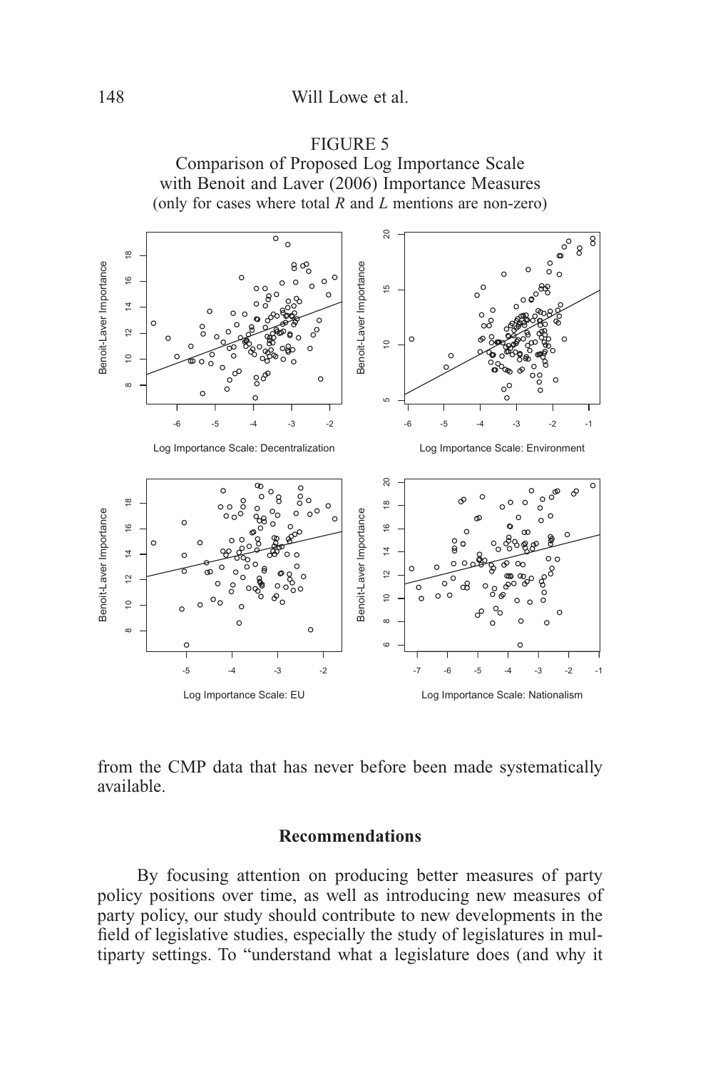FIGURE 5
Comparison of Proposed Log Importance Scale with Benoit and Laver (2006) Importance Measures
(only for cases where total *R* and *L* mentions are non-zero)

from the CMP data that has never before been made systematically available.

## Recommendations

By focusing attention on producing better measures of party policy positions over time, as well as introducing new measures of party policy, our study should contribute to new developments in the field of legislative studies, especially the study of legislatures in multiparty settings. To "understand what a legislature does (and why it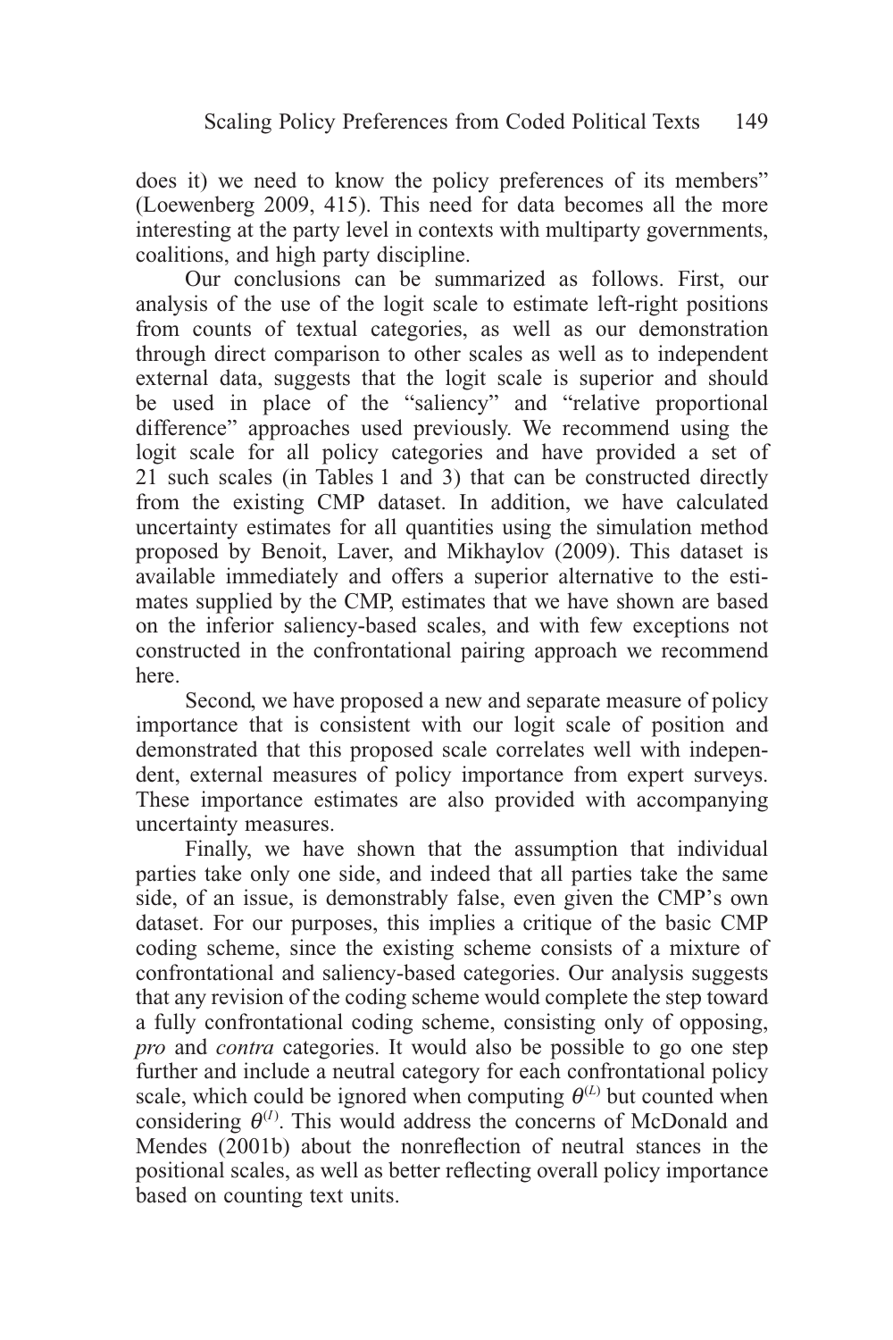does it) we need to know the policy preferences of its members" (Loewenberg 2009, 415). This need for data becomes all the more interesting at the party level in contexts with multiparty governments, coalitions, and high party discipline.

Our conclusions can be summarized as follows. First, our analysis of the use of the logit scale to estimate left-right positions from counts of textual categories, as well as our demonstration through direct comparison to other scales as well as to independent external data, suggests that the logit scale is superior and should be used in place of the "saliency" and "relative proportional difference" approaches used previously. We recommend using the logit scale for all policy categories and have provided a set of 21 such scales (in Tables 1 and 3) that can be constructed directly from the existing CMP dataset. In addition, we have calculated uncertainty estimates for all quantities using the simulation method proposed by Benoit, Laver, and Mikhaylov (2009). This dataset is available immediately and offers a superior alternative to the estimates supplied by the CMP, estimates that we have shown are based on the inferior saliency-based scales, and with few exceptions not constructed in the confrontational pairing approach we recommend here.

Second, we have proposed a new and separate measure of policy importance that is consistent with our logit scale of position and demonstrated that this proposed scale correlates well with independent, external measures of policy importance from expert surveys. These importance estimates are also provided with accompanying uncertainty measures.

Finally, we have shown that the assumption that individual parties take only one side, and indeed that all parties take the same side, of an issue, is demonstrably false, even given the CMP's own dataset. For our purposes, this implies a critique of the basic CMP coding scheme, since the existing scheme consists of a mixture of confrontational and saliency-based categories. Our analysis suggests that any revision of the coding scheme would complete the step toward a fully confrontational coding scheme, consisting only of opposing, *pro* and *contra* categories. It would also be possible to go one step further and include a neutral category for each confrontational policy scale, which could be ignored when computing $\theta^{(L)}$ but counted when considering $\theta^{(I)}$. This would address the concerns of McDonald and Mendes (2001b) about the nonreflection of neutral stances in the positional scales, as well as better reflecting overall policy importance based on counting text units.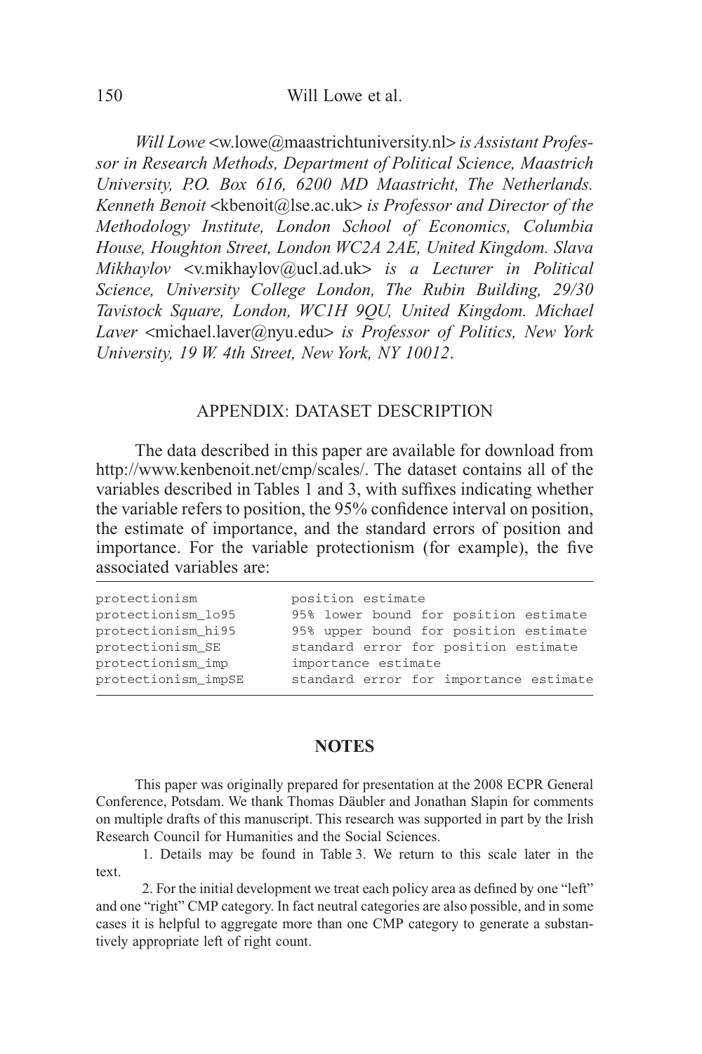*Will Lowe* <w.lowe@maastrichtuniversity.nl> *is Assistant Professor in Research Methods, Department of Political Science, Maastrich University, P.O. Box 616, 6200 MD Maastricht, The Netherlands. Kenneth Benoit* <kbenoit@lse.ac.uk> *is Professor and Director of the Methodology Institute, London School of Economics, Columbia House, Houghton Street, London WC2A 2AE, United Kingdom. Slava Mikhaylov* <v.mikhaylov@ucl.ad.uk> *is a Lecturer in Political Science, University College London, The Rubin Building, 29/30 Tavistock Square, London, WC1H 9QU, United Kingdom. Michael Laver* <michael.laver@nyu.edu> *is Professor of Politics, New York University, 19 W. 4th Street, New York, NY 10012*.

## APPENDIX: DATASET DESCRIPTION

The data described in this paper are available for download from http://www.kenbenoit.net/cmp/scales/. The dataset contains all of the variables described in Tables 1 and 3, with suffixes indicating whether the variable refers to position, the 95% confidence interval on position, the estimate of importance, and the standard errors of position and importance. For the variable protectionism (for example), the five associated variables are:

| | |
|---|---|
| protectionism | position estimate |
| protectionism_lo95 | 95% lower bound for position estimate |
| protectionism_hi95 | 95% upper bound for position estimate |
| protectionism_SE | standard error for position estimate |
| protectionism_imp | importance estimate |
| protectionism_impSE | standard error for importance estimate |

## NOTES

This paper was originally prepared for presentation at the 2008 ECPR General Conference, Potsdam. We thank Thomas Däubler and Jonathan Slapin for comments on multiple drafts of this manuscript. This research was supported in part by the Irish Research Council for Humanities and the Social Sciences.

1. Details may be found in Table 3. We return to this scale later in the text.

2. For the initial development we treat each policy area as defined by one "left" and one "right" CMP category. In fact neutral categories are also possible, and in some cases it is helpful to aggregate more than one CMP category to generate a substantively appropriate left of right count.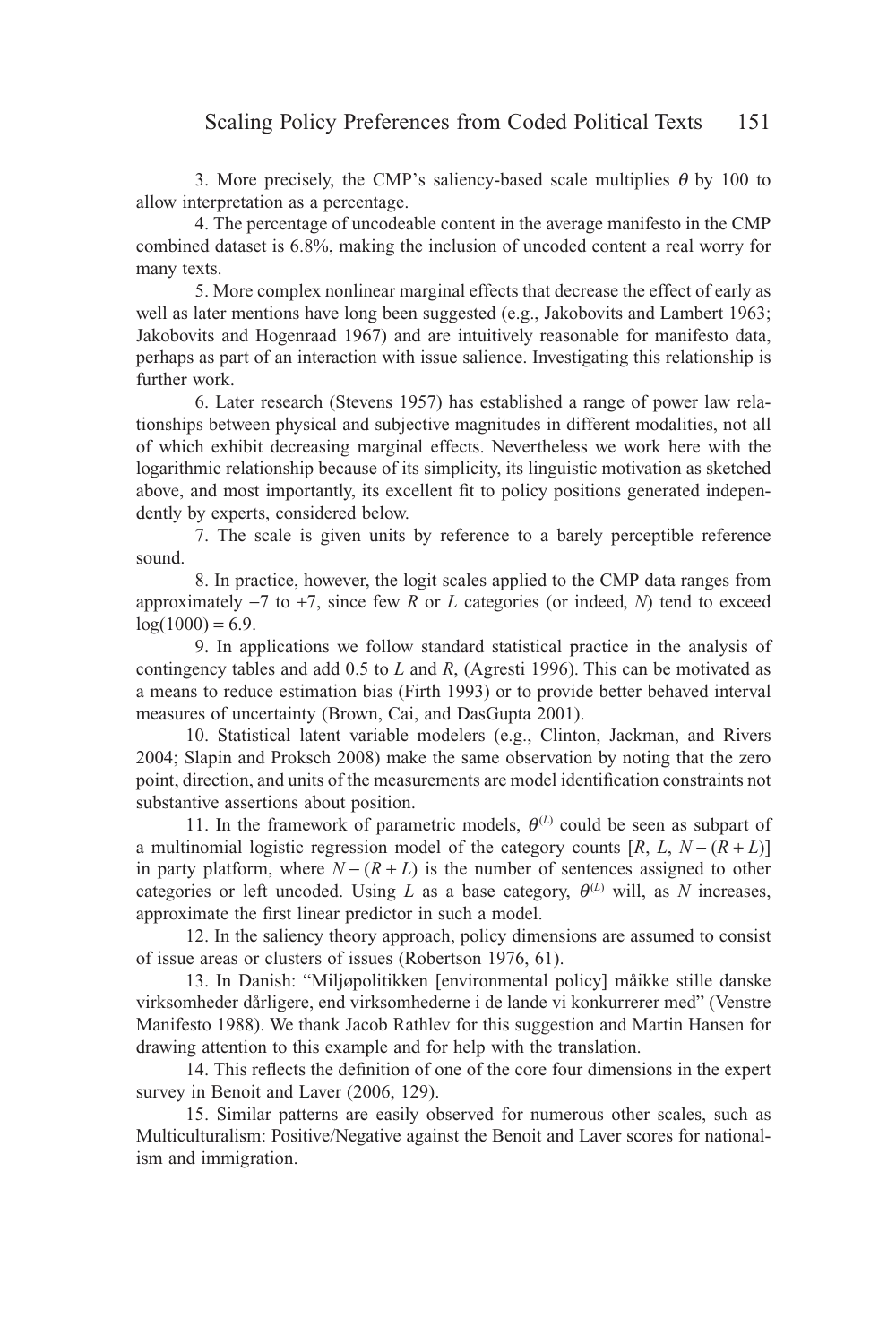3. More precisely, the CMP's saliency-based scale multiplies $\theta$ by 100 to allow interpretation as a percentage.

4. The percentage of uncodeable content in the average manifesto in the CMP combined dataset is 6.8%, making the inclusion of uncoded content a real worry for many texts.

5. More complex nonlinear marginal effects that decrease the effect of early as well as later mentions have long been suggested (e.g., Jakobovits and Lambert 1963; Jakobovits and Hogenraad 1967) and are intuitively reasonable for manifesto data, perhaps as part of an interaction with issue salience. Investigating this relationship is further work.

6. Later research (Stevens 1957) has established a range of power law relationships between physical and subjective magnitudes in different modalities, not all of which exhibit decreasing marginal effects. Nevertheless we work here with the logarithmic relationship because of its simplicity, its linguistic motivation as sketched above, and most importantly, its excellent fit to policy positions generated independently by experts, considered below.

7. The scale is given units by reference to a barely perceptible reference sound.

8. In practice, however, the logit scales applied to the CMP data ranges from approximately $-7$ to $+7$, since few $R$ or $L$ categories (or indeed, $N$) tend to exceed $\log(1000) = 6.9$.

9. In applications we follow standard statistical practice in the analysis of contingency tables and add 0.5 to $L$ and $R$, (Agresti 1996). This can be motivated as a means to reduce estimation bias (Firth 1993) or to provide better behaved interval measures of uncertainty (Brown, Cai, and DasGupta 2001).

10. Statistical latent variable modelers (e.g., Clinton, Jackman, and Rivers 2004; Slapin and Proksch 2008) make the same observation by noting that the zero point, direction, and units of the measurements are model identification constraints not substantive assertions about position.

11. In the framework of parametric models, $\theta^{(L)}$ could be seen as subpart of a multinomial logistic regression model of the category counts $[R, L, N-(R+L)]$ in party platform, where $N-(R+L)$ is the number of sentences assigned to other categories or left uncoded. Using $L$ as a base category, $\theta^{(L)}$ will, as $N$ increases, approximate the first linear predictor in such a model.

12. In the saliency theory approach, policy dimensions are assumed to consist of issue areas or clusters of issues (Robertson 1976, 61).

13. In Danish: "Miljøpolitikken [environmental policy] måikke stille danske virksomheder dårligere, end virksomhederne i de lande vi konkurrerer med" (Venstre Manifesto 1988). We thank Jacob Rathlev for this suggestion and Martin Hansen for drawing attention to this example and for help with the translation.

14. This reflects the definition of one of the core four dimensions in the expert survey in Benoit and Laver (2006, 129).

15. Similar patterns are easily observed for numerous other scales, such as Multiculturalism: Positive/Negative against the Benoit and Laver scores for nationalism and immigration.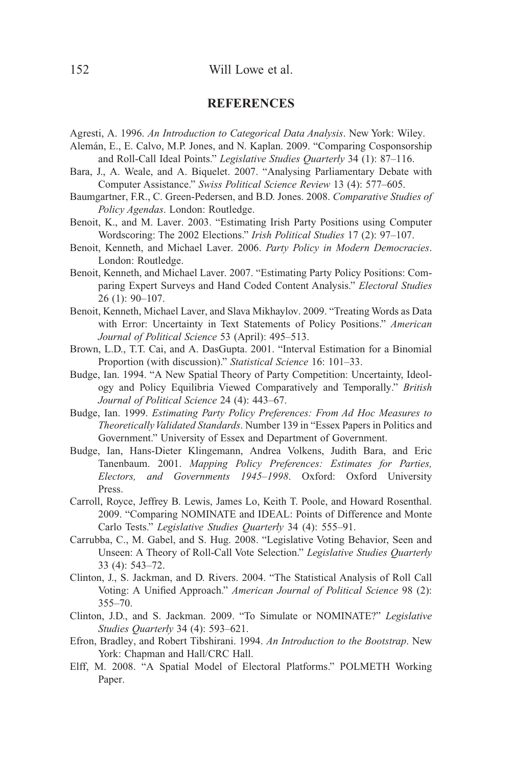## REFERENCES

Agresti, A. 1996. *An Introduction to Categorical Data Analysis*. New York: Wiley.

Alemán, E., E. Calvo, M.P. Jones, and N. Kaplan. 2009. "Comparing Cosponsorship and Roll-Call Ideal Points." *Legislative Studies Quarterly* 34 (1): 87–116.

Bara, J., A. Weale, and A. Biquelet. 2007. "Analysing Parliamentary Debate with Computer Assistance." *Swiss Political Science Review* 13 (4): 577–605.

Baumgartner, F.R., C. Green-Pedersen, and B.D. Jones. 2008. *Comparative Studies of Policy Agendas*. London: Routledge.

Benoit, K., and M. Laver. 2003. "Estimating Irish Party Positions using Computer Wordscoring: The 2002 Elections." *Irish Political Studies* 17 (2): 97–107.

Benoit, Kenneth, and Michael Laver. 2006. *Party Policy in Modern Democracies*. London: Routledge.

Benoit, Kenneth, and Michael Laver. 2007. "Estimating Party Policy Positions: Comparing Expert Surveys and Hand Coded Content Analysis." *Electoral Studies* 26 (1): 90–107.

Benoit, Kenneth, Michael Laver, and Slava Mikhaylov. 2009. "Treating Words as Data with Error: Uncertainty in Text Statements of Policy Positions." *American Journal of Political Science* 53 (April): 495–513.

Brown, L.D., T.T. Cai, and A. DasGupta. 2001. "Interval Estimation for a Binomial Proportion (with discussion)." *Statistical Science* 16: 101–33.

Budge, Ian. 1994. "A New Spatial Theory of Party Competition: Uncertainty, Ideology and Policy Equilibria Viewed Comparatively and Temporally." *British Journal of Political Science* 24 (4): 443–67.

Budge, Ian. 1999. *Estimating Party Policy Preferences: From Ad Hoc Measures to Theoretically Validated Standards*. Number 139 in "Essex Papers in Politics and Government." University of Essex and Department of Government.

Budge, Ian, Hans-Dieter Klingemann, Andrea Volkens, Judith Bara, and Eric Tanenbaum. 2001. *Mapping Policy Preferences: Estimates for Parties, Electors, and Governments 1945–1998*. Oxford: Oxford University Press.

Carroll, Royce, Jeffrey B. Lewis, James Lo, Keith T. Poole, and Howard Rosenthal. 2009. "Comparing NOMINATE and IDEAL: Points of Difference and Monte Carlo Tests." *Legislative Studies Quarterly* 34 (4): 555–91.

Carrubba, C., M. Gabel, and S. Hug. 2008. "Legislative Voting Behavior, Seen and Unseen: A Theory of Roll-Call Vote Selection." *Legislative Studies Quarterly* 33 (4): 543–72.

Clinton, J., S. Jackman, and D. Rivers. 2004. "The Statistical Analysis of Roll Call Voting: A Unified Approach." *American Journal of Political Science* 98 (2): 355–70.

Clinton, J.D., and S. Jackman. 2009. "To Simulate or NOMINATE?" *Legislative Studies Quarterly* 34 (4): 593–621.

Efron, Bradley, and Robert Tibshirani. 1994. *An Introduction to the Bootstrap*. New York: Chapman and Hall/CRC Hall.

Elff, M. 2008. "A Spatial Model of Electoral Platforms." POLMETH Working Paper.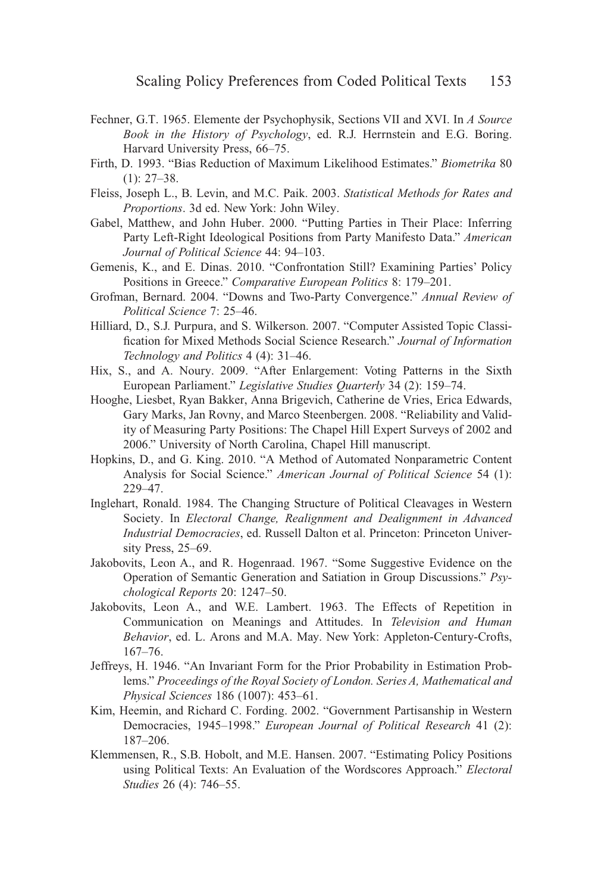Fechner, G.T. 1965. Elemente der Psychophysik, Sections VII and XVI. In *A Source Book in the History of Psychology*, ed. R.J. Herrnstein and E.G. Boring. Harvard University Press, 66–75.

Firth, D. 1993. "Bias Reduction of Maximum Likelihood Estimates." *Biometrika* 80 (1): 27–38.

Fleiss, Joseph L., B. Levin, and M.C. Paik. 2003. *Statistical Methods for Rates and Proportions*. 3d ed. New York: John Wiley.

Gabel, Matthew, and John Huber. 2000. "Putting Parties in Their Place: Inferring Party Left-Right Ideological Positions from Party Manifesto Data." *American Journal of Political Science* 44: 94–103.

Gemenis, K., and E. Dinas. 2010. "Confrontation Still? Examining Parties' Policy Positions in Greece." *Comparative European Politics* 8: 179–201.

Grofman, Bernard. 2004. "Downs and Two-Party Convergence." *Annual Review of Political Science* 7: 25–46.

Hilliard, D., S.J. Purpura, and S. Wilkerson. 2007. "Computer Assisted Topic Classification for Mixed Methods Social Science Research." *Journal of Information Technology and Politics* 4 (4): 31–46.

Hix, S., and A. Noury. 2009. "After Enlargement: Voting Patterns in the Sixth European Parliament." *Legislative Studies Quarterly* 34 (2): 159–74.

Hooghe, Liesbet, Ryan Bakker, Anna Brigevich, Catherine de Vries, Erica Edwards, Gary Marks, Jan Rovny, and Marco Steenbergen. 2008. "Reliability and Validity of Measuring Party Positions: The Chapel Hill Expert Surveys of 2002 and 2006." University of North Carolina, Chapel Hill manuscript.

Hopkins, D., and G. King. 2010. "A Method of Automated Nonparametric Content Analysis for Social Science." *American Journal of Political Science* 54 (1): 229–47.

Inglehart, Ronald. 1984. The Changing Structure of Political Cleavages in Western Society. In *Electoral Change, Realignment and Dealignment in Advanced Industrial Democracies*, ed. Russell Dalton et al. Princeton: Princeton University Press, 25–69.

Jakobovits, Leon A., and R. Hogenraad. 1967. "Some Suggestive Evidence on the Operation of Semantic Generation and Satiation in Group Discussions." *Psychological Reports* 20: 1247–50.

Jakobovits, Leon A., and W.E. Lambert. 1963. The Effects of Repetition in Communication on Meanings and Attitudes. In *Television and Human Behavior*, ed. L. Arons and M.A. May. New York: Appleton-Century-Crofts, 167–76.

Jeffreys, H. 1946. "An Invariant Form for the Prior Probability in Estimation Problems." *Proceedings of the Royal Society of London. Series A, Mathematical and Physical Sciences* 186 (1007): 453–61.

Kim, Heemin, and Richard C. Fording. 2002. "Government Partisanship in Western Democracies, 1945–1998." *European Journal of Political Research* 41 (2): 187–206.

Klemmensen, R., S.B. Hobolt, and M.E. Hansen. 2007. "Estimating Policy Positions using Political Texts: An Evaluation of the Wordscores Approach." *Electoral Studies* 26 (4): 746–55.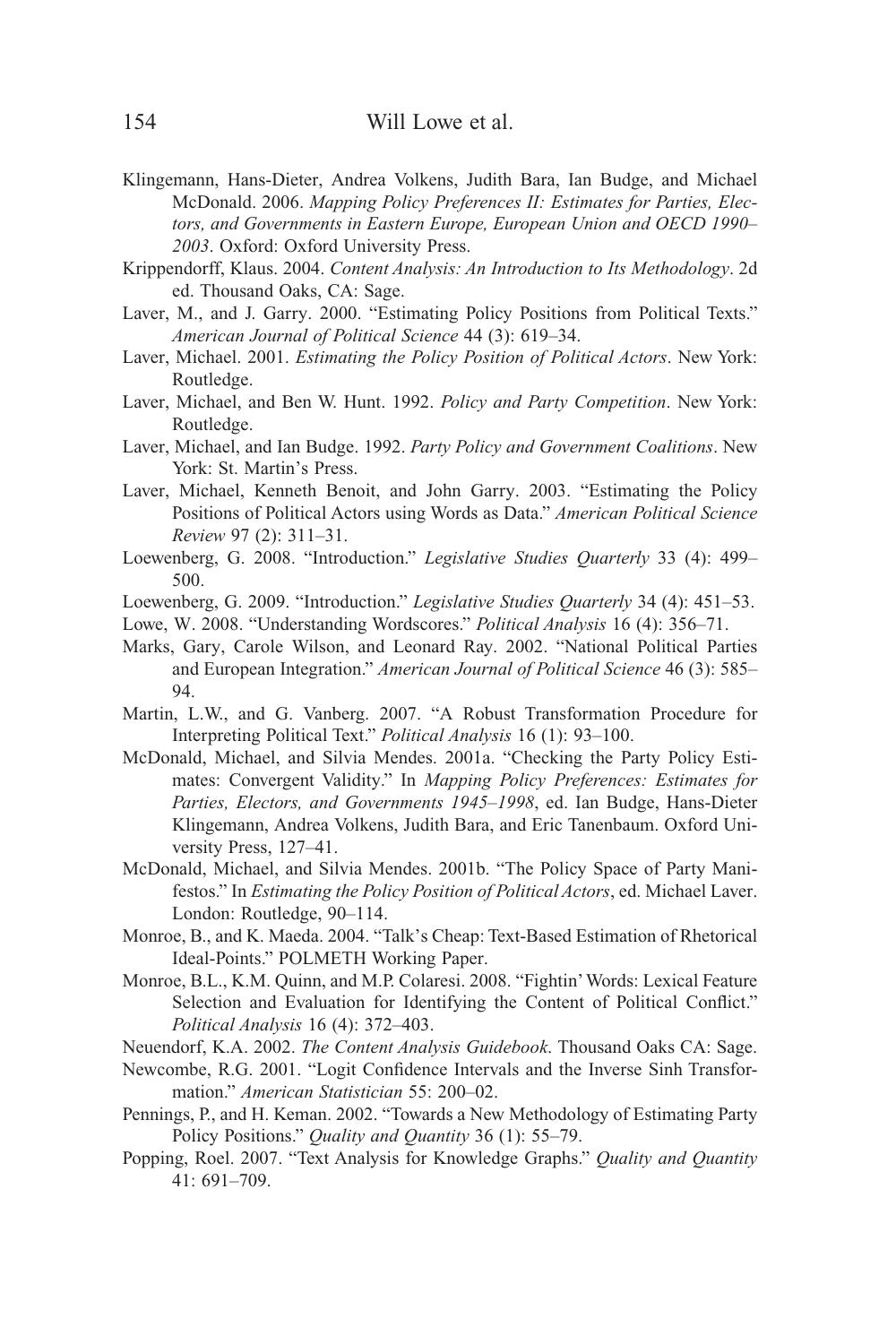Klingemann, Hans-Dieter, Andrea Volkens, Judith Bara, Ian Budge, and Michael McDonald. 2006. *Mapping Policy Preferences II: Estimates for Parties, Electors, and Governments in Eastern Europe, European Union and OECD 1990–2003*. Oxford: Oxford University Press.

Krippendorff, Klaus. 2004. *Content Analysis: An Introduction to Its Methodology*. 2d ed. Thousand Oaks, CA: Sage.

Laver, M., and J. Garry. 2000. "Estimating Policy Positions from Political Texts." *American Journal of Political Science* 44 (3): 619–34.

Laver, Michael. 2001. *Estimating the Policy Position of Political Actors*. New York: Routledge.

Laver, Michael, and Ben W. Hunt. 1992. *Policy and Party Competition*. New York: Routledge.

Laver, Michael, and Ian Budge. 1992. *Party Policy and Government Coalitions*. New York: St. Martin's Press.

Laver, Michael, Kenneth Benoit, and John Garry. 2003. "Estimating the Policy Positions of Political Actors using Words as Data." *American Political Science Review* 97 (2): 311–31.

Loewenberg, G. 2008. "Introduction." *Legislative Studies Quarterly* 33 (4): 499–500.

Loewenberg, G. 2009. "Introduction." *Legislative Studies Quarterly* 34 (4): 451–53.

Lowe, W. 2008. "Understanding Wordscores." *Political Analysis* 16 (4): 356–71.

Marks, Gary, Carole Wilson, and Leonard Ray. 2002. "National Political Parties and European Integration." *American Journal of Political Science* 46 (3): 585–94.

Martin, L.W., and G. Vanberg. 2007. "A Robust Transformation Procedure for Interpreting Political Text." *Political Analysis* 16 (1): 93–100.

McDonald, Michael, and Silvia Mendes. 2001a. "Checking the Party Policy Estimates: Convergent Validity." In *Mapping Policy Preferences: Estimates for Parties, Electors, and Governments 1945–1998*, ed. Ian Budge, Hans-Dieter Klingemann, Andrea Volkens, Judith Bara, and Eric Tanenbaum. Oxford University Press, 127–41.

McDonald, Michael, and Silvia Mendes. 2001b. "The Policy Space of Party Manifestos." In *Estimating the Policy Position of Political Actors*, ed. Michael Laver. London: Routledge, 90–114.

Monroe, B., and K. Maeda. 2004. "Talk's Cheap: Text-Based Estimation of Rhetorical Ideal-Points." POLMETH Working Paper.

Monroe, B.L., K.M. Quinn, and M.P. Colaresi. 2008. "Fightin' Words: Lexical Feature Selection and Evaluation for Identifying the Content of Political Conflict." *Political Analysis* 16 (4): 372–403.

Neuendorf, K.A. 2002. *The Content Analysis Guidebook*. Thousand Oaks CA: Sage.

Newcombe, R.G. 2001. "Logit Confidence Intervals and the Inverse Sinh Transformation." *American Statistician* 55: 200–02.

Pennings, P., and H. Keman. 2002. "Towards a New Methodology of Estimating Party Policy Positions." *Quality and Quantity* 36 (1): 55–79.

Popping, Roel. 2007. "Text Analysis for Knowledge Graphs." *Quality and Quantity* 41: 691–709.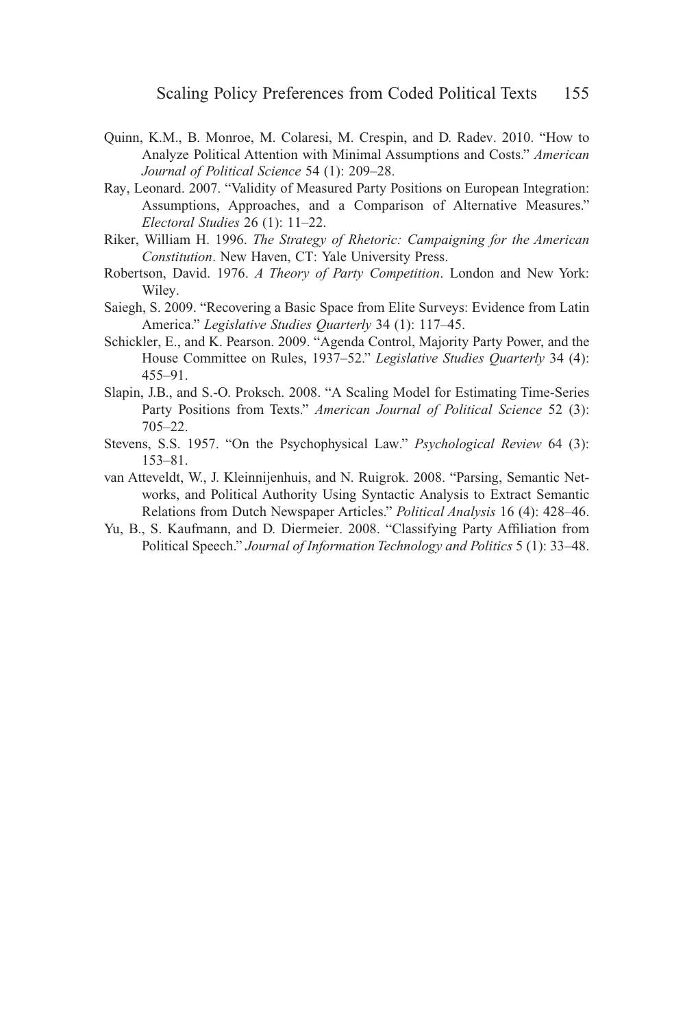Quinn, K.M., B. Monroe, M. Colaresi, M. Crespin, and D. Radev. 2010. "How to Analyze Political Attention with Minimal Assumptions and Costs." *American Journal of Political Science* 54 (1): 209–28.

Ray, Leonard. 2007. "Validity of Measured Party Positions on European Integration: Assumptions, Approaches, and a Comparison of Alternative Measures." *Electoral Studies* 26 (1): 11–22.

Riker, William H. 1996. *The Strategy of Rhetoric: Campaigning for the American Constitution*. New Haven, CT: Yale University Press.

Robertson, David. 1976. *A Theory of Party Competition*. London and New York: Wiley.

Saiegh, S. 2009. "Recovering a Basic Space from Elite Surveys: Evidence from Latin America." *Legislative Studies Quarterly* 34 (1): 117–45.

Schickler, E., and K. Pearson. 2009. "Agenda Control, Majority Party Power, and the House Committee on Rules, 1937–52." *Legislative Studies Quarterly* 34 (4): 455–91.

Slapin, J.B., and S.-O. Proksch. 2008. "A Scaling Model for Estimating Time-Series Party Positions from Texts." *American Journal of Political Science* 52 (3): 705–22.

Stevens, S.S. 1957. "On the Psychophysical Law." *Psychological Review* 64 (3): 153–81.

van Atteveldt, W., J. Kleinnijenhuis, and N. Ruigrok. 2008. "Parsing, Semantic Networks, and Political Authority Using Syntactic Analysis to Extract Semantic Relations from Dutch Newspaper Articles." *Political Analysis* 16 (4): 428–46.

Yu, B., S. Kaufmann, and D. Diermeier. 2008. "Classifying Party Affiliation from Political Speech." *Journal of Information Technology and Politics* 5 (1): 33–48.